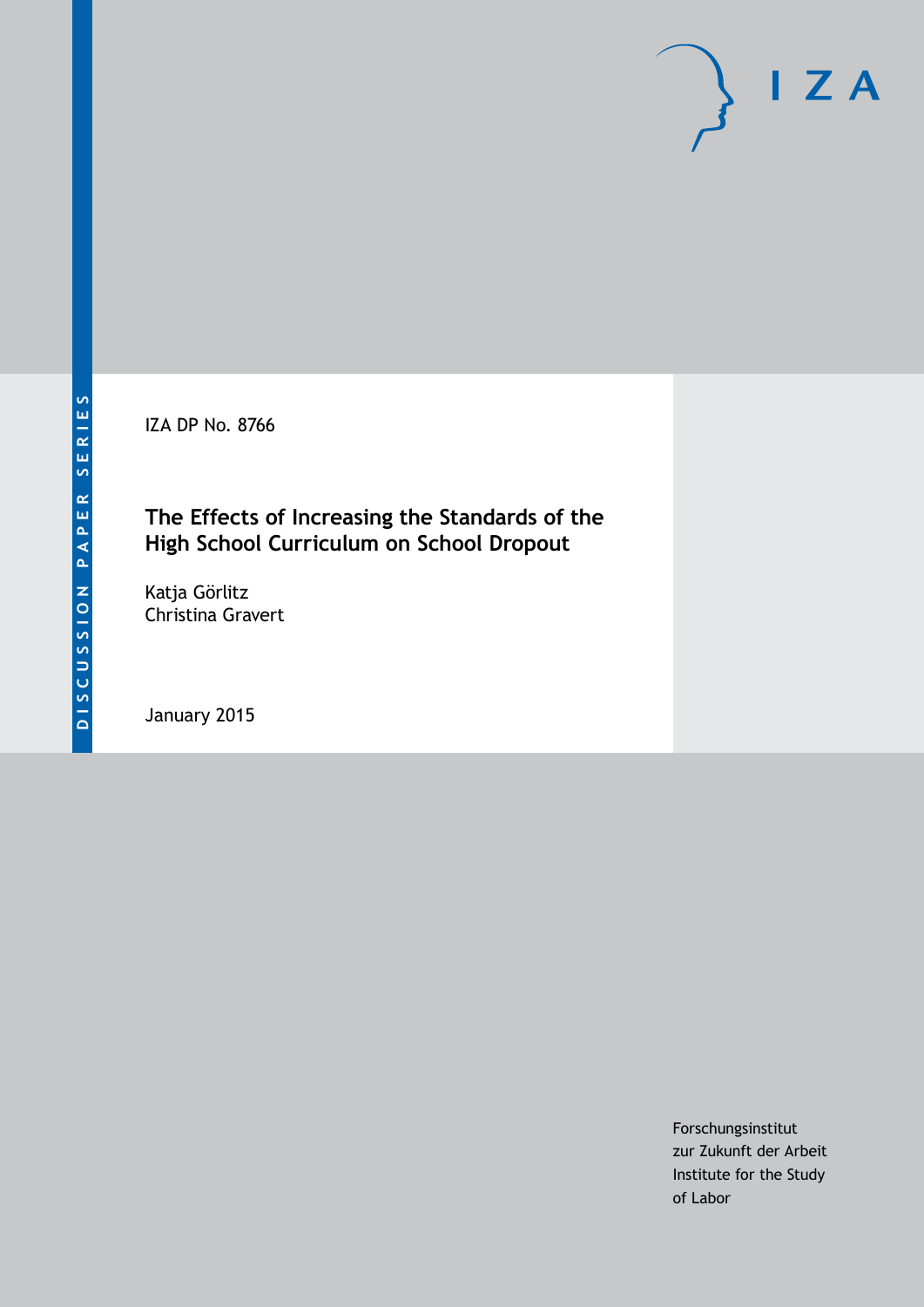DISCUSSION PAPER SERIES

IZA

IZA DP No. 8766

# The Effects of Increasing the Standards of the High School Curriculum on School Dropout

Katja Görlitz
Christina Gravert

January 2015

Forschungsinstitut
zur Zukunft der Arbeit
Institute for the Study
of Labor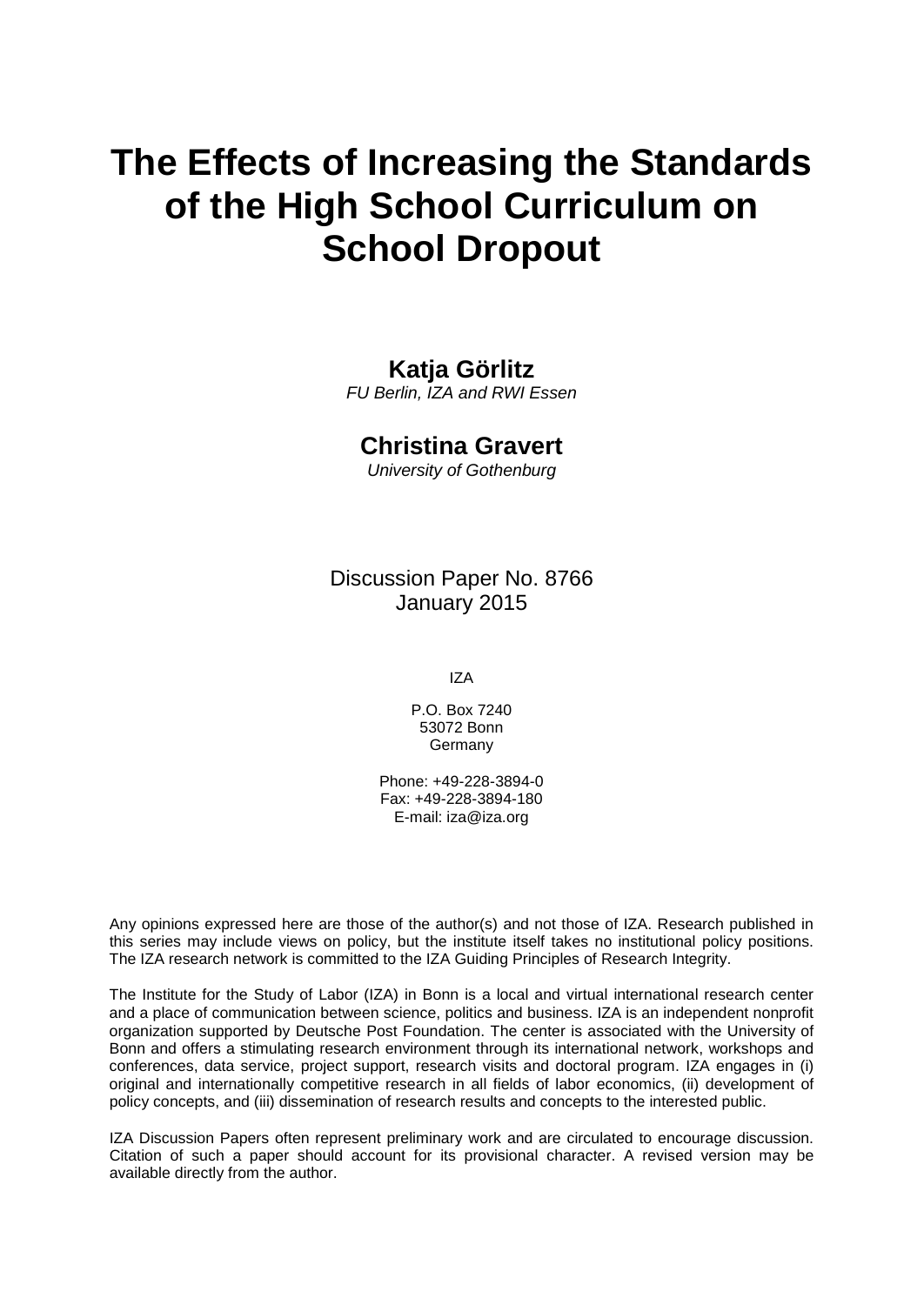# The Effects of Increasing the Standards of the High School Curriculum on School Dropout

**Katja Görlitz**
*FU Berlin, IZA and RWI Essen*

**Christina Gravert**
*University of Gothenburg*

Discussion Paper No. 8766
January 2015

IZA

P.O. Box 7240
53072 Bonn
Germany

Phone: +49-228-3894-0
Fax: +49-228-3894-180
E-mail: iza@iza.org

Any opinions expressed here are those of the author(s) and not those of IZA. Research published in this series may include views on policy, but the institute itself takes no institutional policy positions. The IZA research network is committed to the IZA Guiding Principles of Research Integrity.

The Institute for the Study of Labor (IZA) in Bonn is a local and virtual international research center and a place of communication between science, politics and business. IZA is an independent nonprofit organization supported by Deutsche Post Foundation. The center is associated with the University of Bonn and offers a stimulating research environment through its international network, workshops and conferences, data service, project support, research visits and doctoral program. IZA engages in (i) original and internationally competitive research in all fields of labor economics, (ii) development of policy concepts, and (iii) dissemination of research results and concepts to the interested public.

IZA Discussion Papers often represent preliminary work and are circulated to encourage discussion. Citation of such a paper should account for its provisional character. A revised version may be available directly from the author.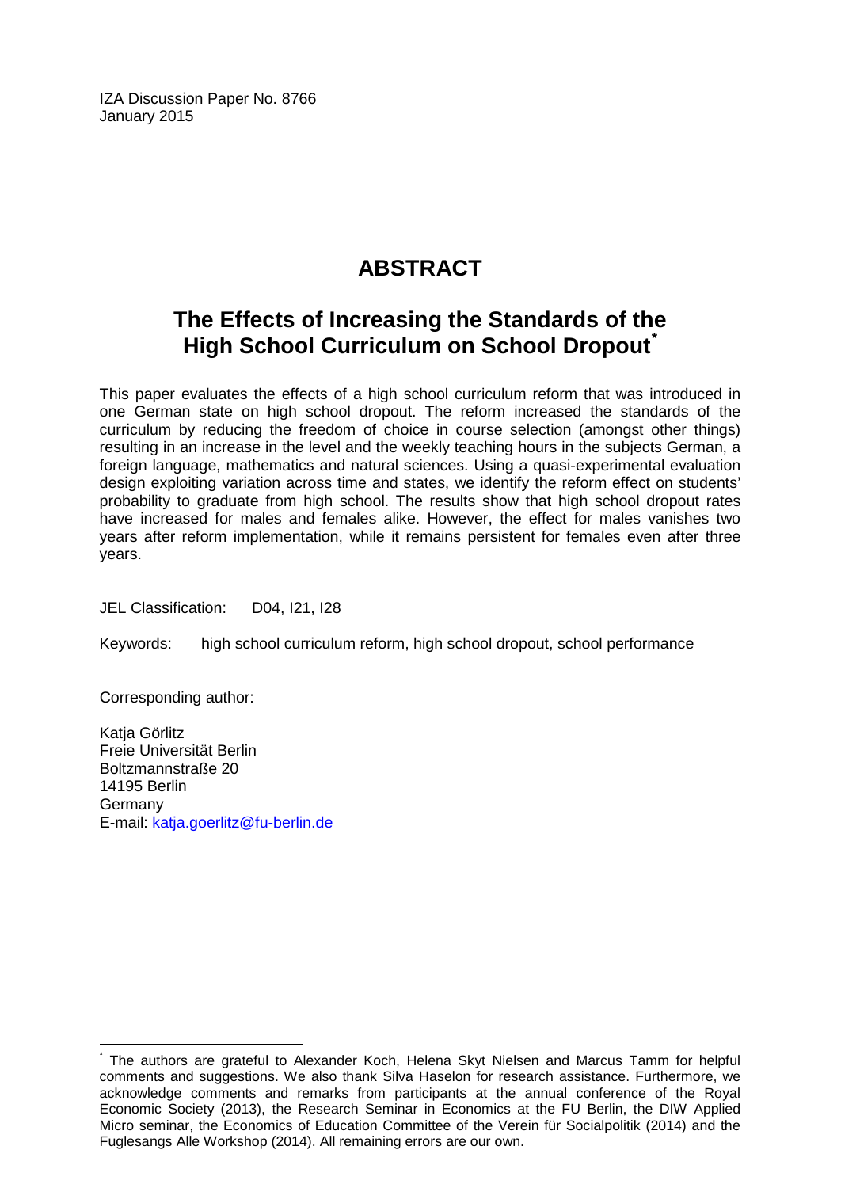IZA Discussion Paper No. 8766
January 2015

# ABSTRACT

## The Effects of Increasing the Standards of the High School Curriculum on School Dropout*

This paper evaluates the effects of a high school curriculum reform that was introduced in one German state on high school dropout. The reform increased the standards of the curriculum by reducing the freedom of choice in course selection (amongst other things) resulting in an increase in the level and the weekly teaching hours in the subjects German, a foreign language, mathematics and natural sciences. Using a quasi-experimental evaluation design exploiting variation across time and states, we identify the reform effect on students' probability to graduate from high school. The results show that high school dropout rates have increased for males and females alike. However, the effect for males vanishes two years after reform implementation, while it remains persistent for females even after three years.

JEL Classification: D04, I21, I28

Keywords: high school curriculum reform, high school dropout, school performance

Corresponding author:

Katja Görlitz
Freie Universität Berlin
Boltzmannstraße 20
14195 Berlin
Germany
E-mail: katja.goerlitz@fu-berlin.de

---

* The authors are grateful to Alexander Koch, Helena Skyt Nielsen and Marcus Tamm for helpful comments and suggestions. We also thank Silva Haselon for research assistance. Furthermore, we acknowledge comments and remarks from participants at the annual conference of the Royal Economic Society (2013), the Research Seminar in Economics at the FU Berlin, the DIW Applied Micro seminar, the Economics of Education Committee of the Verein für Socialpolitik (2014) and the Fuglesangs Alle Workshop (2014). All remaining errors are our own.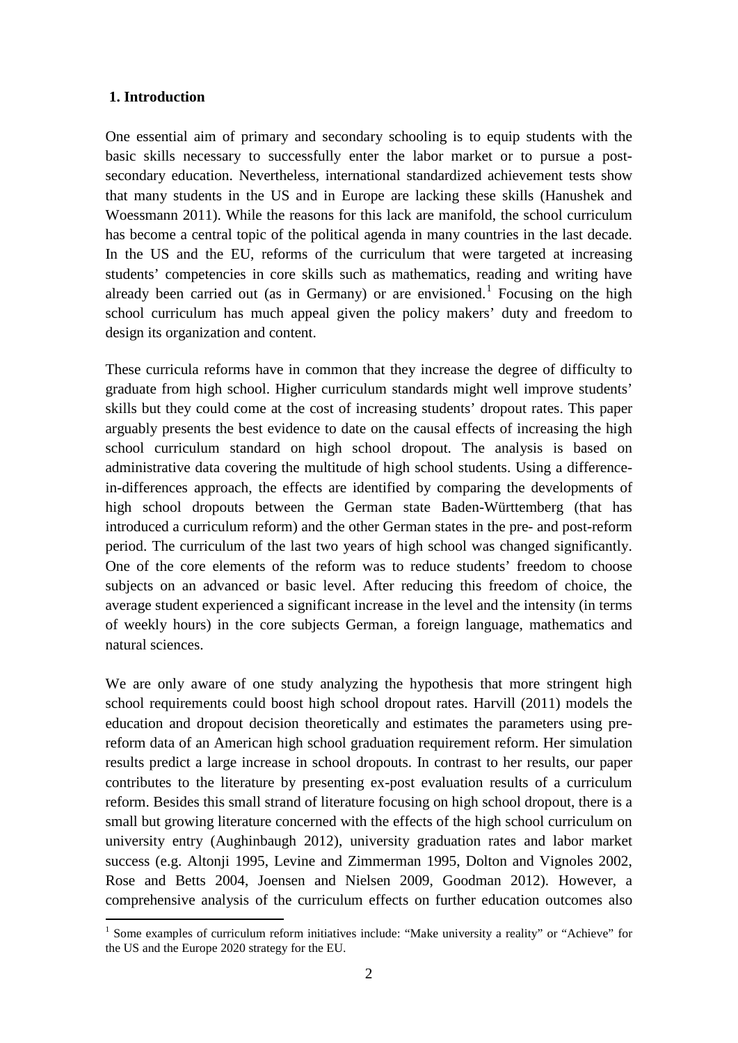## 1. Introduction

One essential aim of primary and secondary schooling is to equip students with the basic skills necessary to successfully enter the labor market or to pursue a post-secondary education. Nevertheless, international standardized achievement tests show that many students in the US and in Europe are lacking these skills (Hanushek and Woessmann 2011). While the reasons for this lack are manifold, the school curriculum has become a central topic of the political agenda in many countries in the last decade. In the US and the EU, reforms of the curriculum that were targeted at increasing students' competencies in core skills such as mathematics, reading and writing have already been carried out (as in Germany) or are envisioned.[1] Focusing on the high school curriculum has much appeal given the policy makers' duty and freedom to design its organization and content.

These curricula reforms have in common that they increase the degree of difficulty to graduate from high school. Higher curriculum standards might well improve students' skills but they could come at the cost of increasing students' dropout rates. This paper arguably presents the best evidence to date on the causal effects of increasing the high school curriculum standard on high school dropout. The analysis is based on administrative data covering the multitude of high school students. Using a difference-in-differences approach, the effects are identified by comparing the developments of high school dropouts between the German state Baden-Württemberg (that has introduced a curriculum reform) and the other German states in the pre- and post-reform period. The curriculum of the last two years of high school was changed significantly. One of the core elements of the reform was to reduce students' freedom to choose subjects on an advanced or basic level. After reducing this freedom of choice, the average student experienced a significant increase in the level and the intensity (in terms of weekly hours) in the core subjects German, a foreign language, mathematics and natural sciences.

We are only aware of one study analyzing the hypothesis that more stringent high school requirements could boost high school dropout rates. Harvill (2011) models the education and dropout decision theoretically and estimates the parameters using pre-reform data of an American high school graduation requirement reform. Her simulation results predict a large increase in school dropouts. In contrast to her results, our paper contributes to the literature by presenting ex-post evaluation results of a curriculum reform. Besides this small strand of literature focusing on high school dropout, there is a small but growing literature concerned with the effects of the high school curriculum on university entry (Aughinbaugh 2012), university graduation rates and labor market success (e.g. Altonji 1995, Levine and Zimmerman 1995, Dolton and Vignoles 2002, Rose and Betts 2004, Joensen and Nielsen 2009, Goodman 2012). However, a comprehensive analysis of the curriculum effects on further education outcomes also

[1] Some examples of curriculum reform initiatives include: "Make university a reality" or "Achieve" for the US and the Europe 2020 strategy for the EU.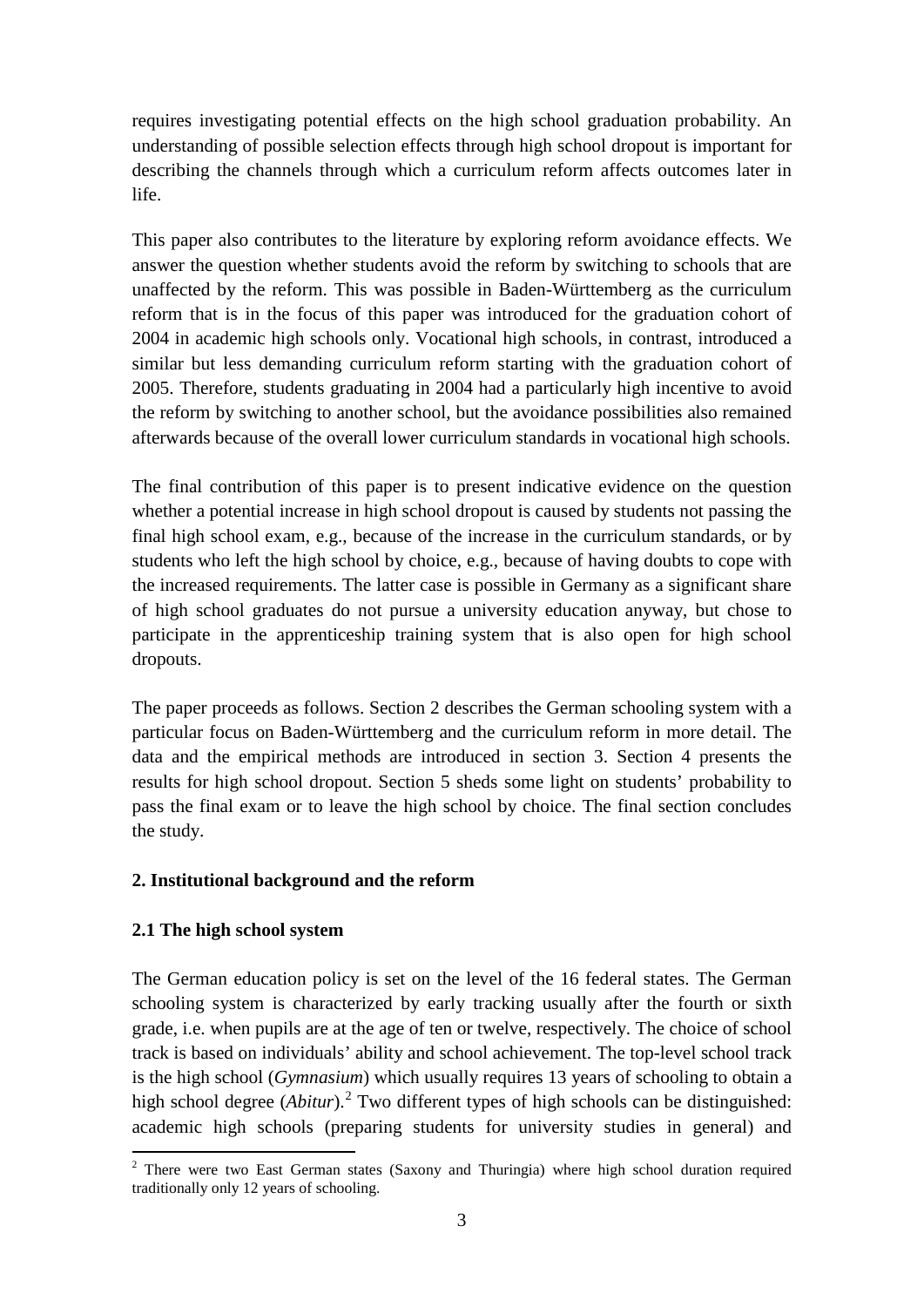requires investigating potential effects on the high school graduation probability. An understanding of possible selection effects through high school dropout is important for describing the channels through which a curriculum reform affects outcomes later in life.

This paper also contributes to the literature by exploring reform avoidance effects. We answer the question whether students avoid the reform by switching to schools that are unaffected by the reform. This was possible in Baden-Württemberg as the curriculum reform that is in the focus of this paper was introduced for the graduation cohort of 2004 in academic high schools only. Vocational high schools, in contrast, introduced a similar but less demanding curriculum reform starting with the graduation cohort of 2005. Therefore, students graduating in 2004 had a particularly high incentive to avoid the reform by switching to another school, but the avoidance possibilities also remained afterwards because of the overall lower curriculum standards in vocational high schools.

The final contribution of this paper is to present indicative evidence on the question whether a potential increase in high school dropout is caused by students not passing the final high school exam, e.g., because of the increase in the curriculum standards, or by students who left the high school by choice, e.g., because of having doubts to cope with the increased requirements. The latter case is possible in Germany as a significant share of high school graduates do not pursue a university education anyway, but chose to participate in the apprenticeship training system that is also open for high school dropouts.

The paper proceeds as follows. Section 2 describes the German schooling system with a particular focus on Baden-Württemberg and the curriculum reform in more detail. The data and the empirical methods are introduced in section 3. Section 4 presents the results for high school dropout. Section 5 sheds some light on students' probability to pass the final exam or to leave the high school by choice. The final section concludes the study.

## 2. Institutional background and the reform

### 2.1 The high school system

The German education policy is set on the level of the 16 federal states. The German schooling system is characterized by early tracking usually after the fourth or sixth grade, i.e. when pupils are at the age of ten or twelve, respectively. The choice of school track is based on individuals' ability and school achievement. The top-level school track is the high school (*Gymnasium*) which usually requires 13 years of schooling to obtain a high school degree (*Abitur*).[2] Two different types of high schools can be distinguished: academic high schools (preparing students for university studies in general) and

[2] There were two East German states (Saxony and Thuringia) where high school duration required traditionally only 12 years of schooling.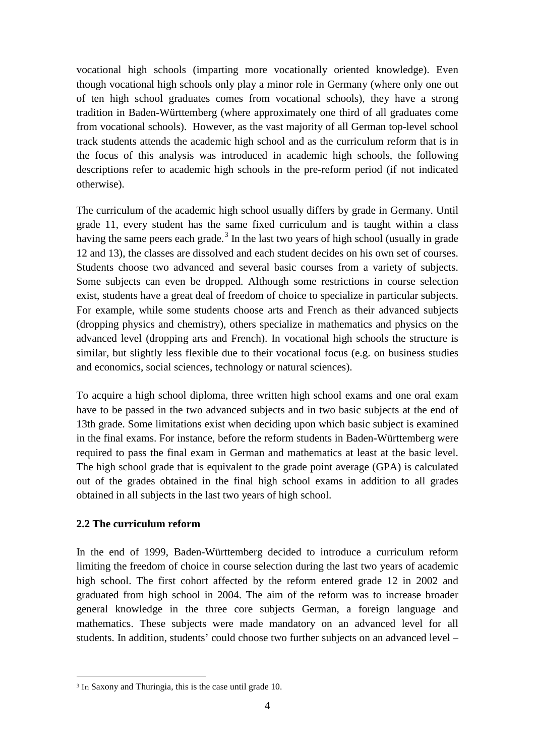vocational high schools (imparting more vocationally oriented knowledge). Even though vocational high schools only play a minor role in Germany (where only one out of ten high school graduates comes from vocational schools), they have a strong tradition in Baden-Württemberg (where approximately one third of all graduates come from vocational schools). However, as the vast majority of all German top-level school track students attends the academic high school and as the curriculum reform that is in the focus of this analysis was introduced in academic high schools, the following descriptions refer to academic high schools in the pre-reform period (if not indicated otherwise).

The curriculum of the academic high school usually differs by grade in Germany. Until grade 11, every student has the same fixed curriculum and is taught within a class having the same peers each grade.[3] In the last two years of high school (usually in grade 12 and 13), the classes are dissolved and each student decides on his own set of courses. Students choose two advanced and several basic courses from a variety of subjects. Some subjects can even be dropped. Although some restrictions in course selection exist, students have a great deal of freedom of choice to specialize in particular subjects. For example, while some students choose arts and French as their advanced subjects (dropping physics and chemistry), others specialize in mathematics and physics on the advanced level (dropping arts and French). In vocational high schools the structure is similar, but slightly less flexible due to their vocational focus (e.g. on business studies and economics, social sciences, technology or natural sciences).

To acquire a high school diploma, three written high school exams and one oral exam have to be passed in the two advanced subjects and in two basic subjects at the end of 13th grade. Some limitations exist when deciding upon which basic subject is examined in the final exams. For instance, before the reform students in Baden-Württemberg were required to pass the final exam in German and mathematics at least at the basic level. The high school grade that is equivalent to the grade point average (GPA) is calculated out of the grades obtained in the final high school exams in addition to all grades obtained in all subjects in the last two years of high school.

### 2.2 The curriculum reform

In the end of 1999, Baden-Württemberg decided to introduce a curriculum reform limiting the freedom of choice in course selection during the last two years of academic high school. The first cohort affected by the reform entered grade 12 in 2002 and graduated from high school in 2004. The aim of the reform was to increase broader general knowledge in the three core subjects German, a foreign language and mathematics. These subjects were made mandatory on an advanced level for all students. In addition, students' could choose two further subjects on an advanced level –

[3] In Saxony and Thuringia, this is the case until grade 10.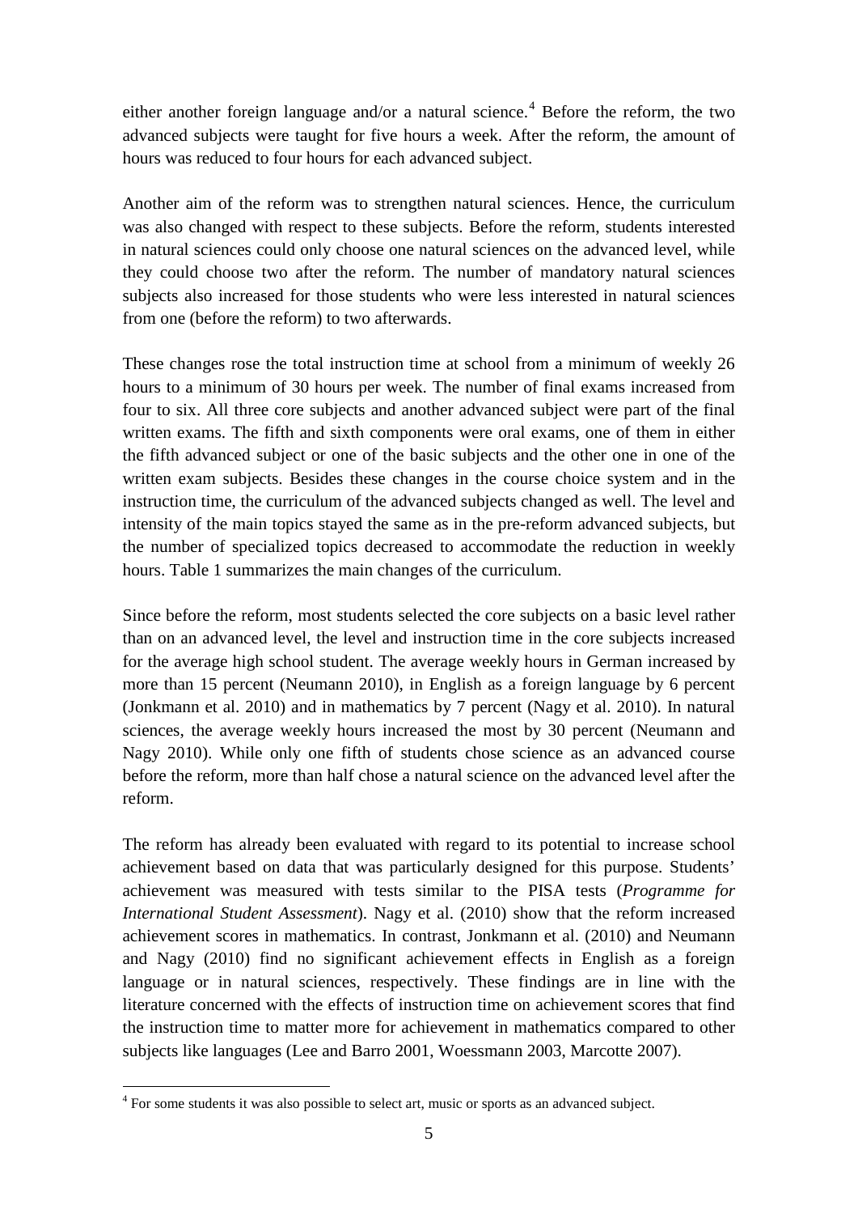either another foreign language and/or a natural science.[4] Before the reform, the two advanced subjects were taught for five hours a week. After the reform, the amount of hours was reduced to four hours for each advanced subject.

Another aim of the reform was to strengthen natural sciences. Hence, the curriculum was also changed with respect to these subjects. Before the reform, students interested in natural sciences could only choose one natural sciences on the advanced level, while they could choose two after the reform. The number of mandatory natural sciences subjects also increased for those students who were less interested in natural sciences from one (before the reform) to two afterwards.

These changes rose the total instruction time at school from a minimum of weekly 26 hours to a minimum of 30 hours per week. The number of final exams increased from four to six. All three core subjects and another advanced subject were part of the final written exams. The fifth and sixth components were oral exams, one of them in either the fifth advanced subject or one of the basic subjects and the other one in one of the written exam subjects. Besides these changes in the course choice system and in the instruction time, the curriculum of the advanced subjects changed as well. The level and intensity of the main topics stayed the same as in the pre-reform advanced subjects, but the number of specialized topics decreased to accommodate the reduction in weekly hours. Table 1 summarizes the main changes of the curriculum.

Since before the reform, most students selected the core subjects on a basic level rather than on an advanced level, the level and instruction time in the core subjects increased for the average high school student. The average weekly hours in German increased by more than 15 percent (Neumann 2010), in English as a foreign language by 6 percent (Jonkmann et al. 2010) and in mathematics by 7 percent (Nagy et al. 2010). In natural sciences, the average weekly hours increased the most by 30 percent (Neumann and Nagy 2010). While only one fifth of students chose science as an advanced course before the reform, more than half chose a natural science on the advanced level after the reform.

The reform has already been evaluated with regard to its potential to increase school achievement based on data that was particularly designed for this purpose. Students' achievement was measured with tests similar to the PISA tests (*Programme for International Student Assessment*). Nagy et al. (2010) show that the reform increased achievement scores in mathematics. In contrast, Jonkmann et al. (2010) and Neumann and Nagy (2010) find no significant achievement effects in English as a foreign language or in natural sciences, respectively. These findings are in line with the literature concerned with the effects of instruction time on achievement scores that find the instruction time to matter more for achievement in mathematics compared to other subjects like languages (Lee and Barro 2001, Woessmann 2003, Marcotte 2007).

[4] For some students it was also possible to select art, music or sports as an advanced subject.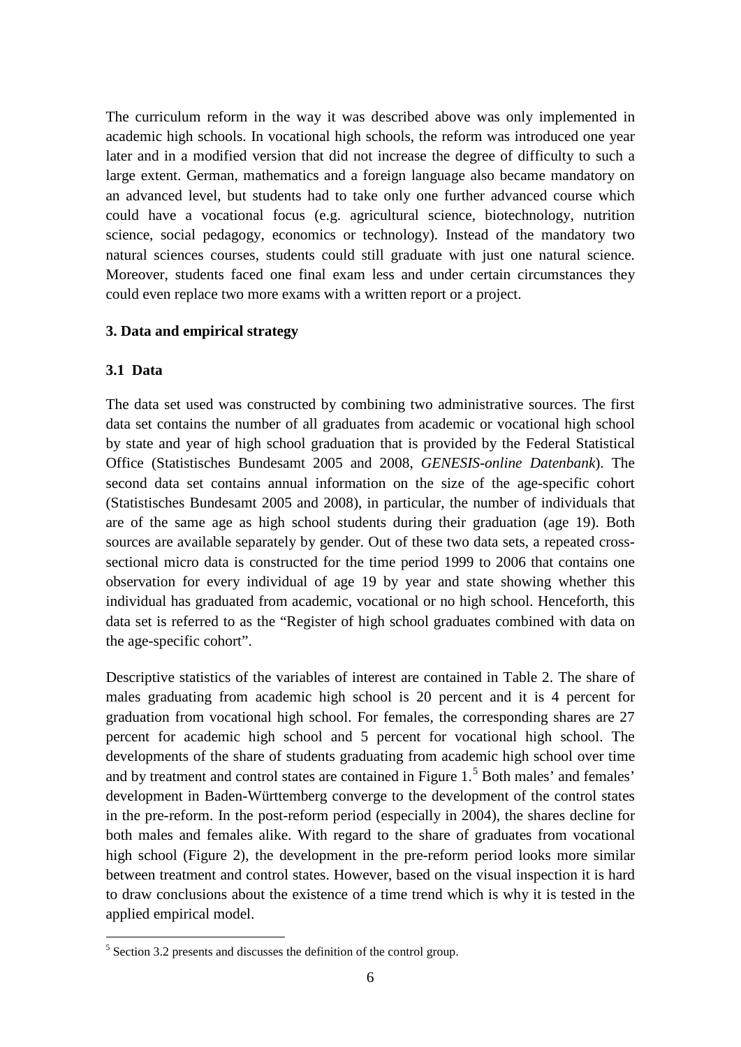The curriculum reform in the way it was described above was only implemented in academic high schools. In vocational high schools, the reform was introduced one year later and in a modified version that did not increase the degree of difficulty to such a large extent. German, mathematics and a foreign language also became mandatory on an advanced level, but students had to take only one further advanced course which could have a vocational focus (e.g. agricultural science, biotechnology, nutrition science, social pedagogy, economics or technology). Instead of the mandatory two natural sciences courses, students could still graduate with just one natural science. Moreover, students faced one final exam less and under certain circumstances they could even replace two more exams with a written report or a project.

## 3. Data and empirical strategy

### 3.1 Data

The data set used was constructed by combining two administrative sources. The first data set contains the number of all graduates from academic or vocational high school by state and year of high school graduation that is provided by the Federal Statistical Office (Statistisches Bundesamt 2005 and 2008, *GENESIS-online Datenbank*). The second data set contains annual information on the size of the age-specific cohort (Statistisches Bundesamt 2005 and 2008), in particular, the number of individuals that are of the same age as high school students during their graduation (age 19). Both sources are available separately by gender. Out of these two data sets, a repeated cross-sectional micro data is constructed for the time period 1999 to 2006 that contains one observation for every individual of age 19 by year and state showing whether this individual has graduated from academic, vocational or no high school. Henceforth, this data set is referred to as the "Register of high school graduates combined with data on the age-specific cohort".

Descriptive statistics of the variables of interest are contained in Table 2. The share of males graduating from academic high school is 20 percent and it is 4 percent for graduation from vocational high school. For females, the corresponding shares are 27 percent for academic high school and 5 percent for vocational high school. The developments of the share of students graduating from academic high school over time and by treatment and control states are contained in Figure 1.[5] Both males' and females' development in Baden-Württemberg converge to the development of the control states in the pre-reform. In the post-reform period (especially in 2004), the shares decline for both males and females alike. With regard to the share of graduates from vocational high school (Figure 2), the development in the pre-reform period looks more similar between treatment and control states. However, based on the visual inspection it is hard to draw conclusions about the existence of a time trend which is why it is tested in the applied empirical model.

[5] Section 3.2 presents and discusses the definition of the control group.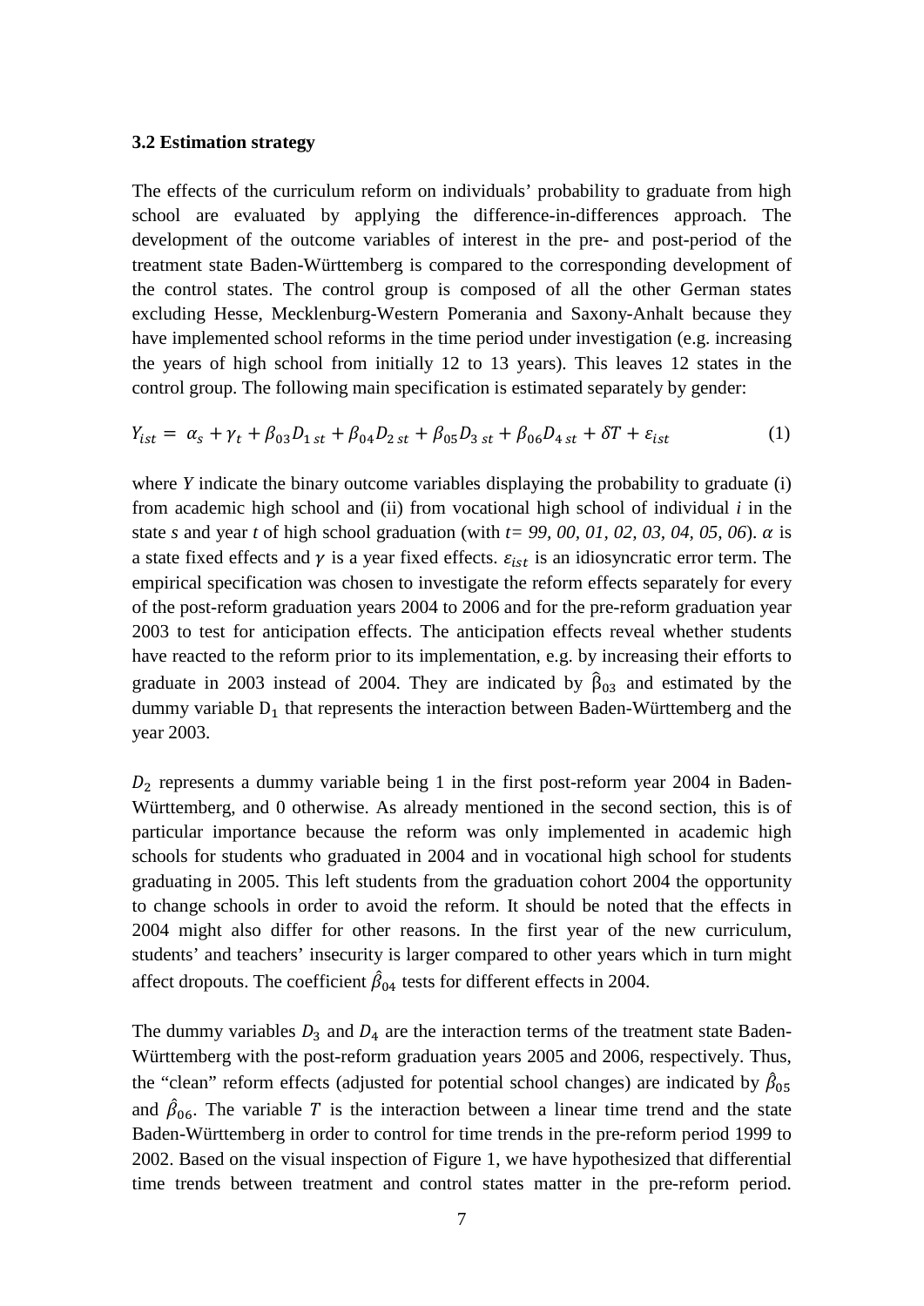### 3.2 Estimation strategy

The effects of the curriculum reform on individuals' probability to graduate from high school are evaluated by applying the difference-in-differences approach. The development of the outcome variables of interest in the pre- and post-period of the treatment state Baden-Württemberg is compared to the corresponding development of the control states. The control group is composed of all the other German states excluding Hesse, Mecklenburg-Western Pomerania and Saxony-Anhalt because they have implemented school reforms in the time period under investigation (e.g. increasing the years of high school from initially 12 to 13 years). This leaves 12 states in the control group. The following main specification is estimated separately by gender:

$$Y_{ist} = \alpha_s + \gamma_t + \beta_{03} D_{1\,st} + \beta_{04} D_{2\,st} + \beta_{05} D_{3\,st} + \beta_{06} D_{4\,st} + \delta T + \varepsilon_{ist} \tag{1}$$

where *Y* indicate the binary outcome variables displaying the probability to graduate (i) from academic high school and (ii) from vocational high school of individual *i* in the state *s* and year *t* of high school graduation (with *t= 99, 00, 01, 02, 03, 04, 05, 06*). $\alpha$ is a state fixed effects and $\gamma$ is a year fixed effects. $\varepsilon_{ist}$ is an idiosyncratic error term. The empirical specification was chosen to investigate the reform effects separately for every of the post-reform graduation years 2004 to 2006 and for the pre-reform graduation year 2003 to test for anticipation effects. The anticipation effects reveal whether students have reacted to the reform prior to its implementation, e.g. by increasing their efforts to graduate in 2003 instead of 2004. They are indicated by $\widehat{\beta}_{03}$ and estimated by the dummy variable $D_1$ that represents the interaction between Baden-Württemberg and the year 2003.

$D_2$ represents a dummy variable being 1 in the first post-reform year 2004 in Baden-Württemberg, and 0 otherwise. As already mentioned in the second section, this is of particular importance because the reform was only implemented in academic high schools for students who graduated in 2004 and in vocational high school for students graduating in 2005. This left students from the graduation cohort 2004 the opportunity to change schools in order to avoid the reform. It should be noted that the effects in 2004 might also differ for other reasons. In the first year of the new curriculum, students' and teachers' insecurity is larger compared to other years which in turn might affect dropouts. The coefficient $\hat{\beta}_{04}$ tests for different effects in 2004.

The dummy variables $D_3$ and $D_4$ are the interaction terms of the treatment state Baden-Württemberg with the post-reform graduation years 2005 and 2006, respectively. Thus, the "clean" reform effects (adjusted for potential school changes) are indicated by $\hat{\beta}_{05}$ and $\hat{\beta}_{06}$. The variable $T$ is the interaction between a linear time trend and the state Baden-Württemberg in order to control for time trends in the pre-reform period 1999 to 2002. Based on the visual inspection of Figure 1, we have hypothesized that differential time trends between treatment and control states matter in the pre-reform period.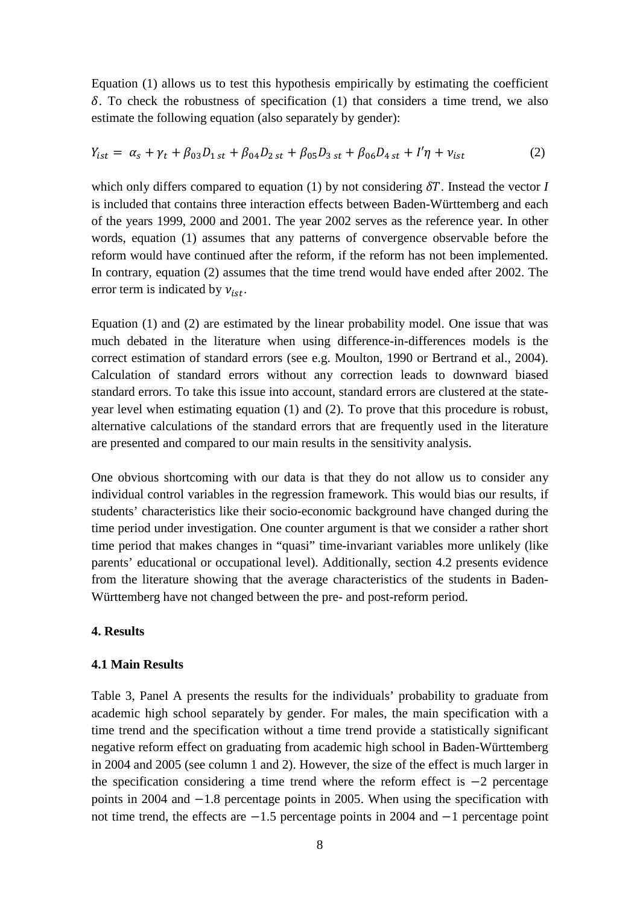Equation (1) allows us to test this hypothesis empirically by estimating the coefficient $\delta$. To check the robustness of specification (1) that considers a time trend, we also estimate the following equation (also separately by gender):

$$Y_{ist} = \alpha_s + \gamma_t + \beta_{03} D_{1\,st} + \beta_{04} D_{2\,st} + \beta_{05} D_{3\,st} + \beta_{06} D_{4\,st} + I'\eta + \nu_{ist} \tag{2}$$

which only differs compared to equation (1) by not considering $\delta T$. Instead the vector $I$ is included that contains three interaction effects between Baden-Württemberg and each of the years 1999, 2000 and 2001. The year 2002 serves as the reference year. In other words, equation (1) assumes that any patterns of convergence observable before the reform would have continued after the reform, if the reform has not been implemented. In contrary, equation (2) assumes that the time trend would have ended after 2002. The error term is indicated by $\nu_{ist}$.

Equation (1) and (2) are estimated by the linear probability model. One issue that was much debated in the literature when using difference-in-differences models is the correct estimation of standard errors (see e.g. Moulton, 1990 or Bertrand et al., 2004). Calculation of standard errors without any correction leads to downward biased standard errors. To take this issue into account, standard errors are clustered at the state-year level when estimating equation (1) and (2). To prove that this procedure is robust, alternative calculations of the standard errors that are frequently used in the literature are presented and compared to our main results in the sensitivity analysis.

One obvious shortcoming with our data is that they do not allow us to consider any individual control variables in the regression framework. This would bias our results, if students' characteristics like their socio-economic background have changed during the time period under investigation. One counter argument is that we consider a rather short time period that makes changes in "quasi" time-invariant variables more unlikely (like parents' educational or occupational level). Additionally, section 4.2 presents evidence from the literature showing that the average characteristics of the students in Baden-Württemberg have not changed between the pre- and post-reform period.

## 4. Results

### 4.1 Main Results

Table 3, Panel A presents the results for the individuals' probability to graduate from academic high school separately by gender. For males, the main specification with a time trend and the specification without a time trend provide a statistically significant negative reform effect on graduating from academic high school in Baden-Württemberg in 2004 and 2005 (see column 1 and 2). However, the size of the effect is much larger in the specification considering a time trend where the reform effect is $-2$ percentage points in 2004 and $-1.8$ percentage points in 2005. When using the specification with not time trend, the effects are $-1.5$ percentage points in 2004 and $-1$ percentage point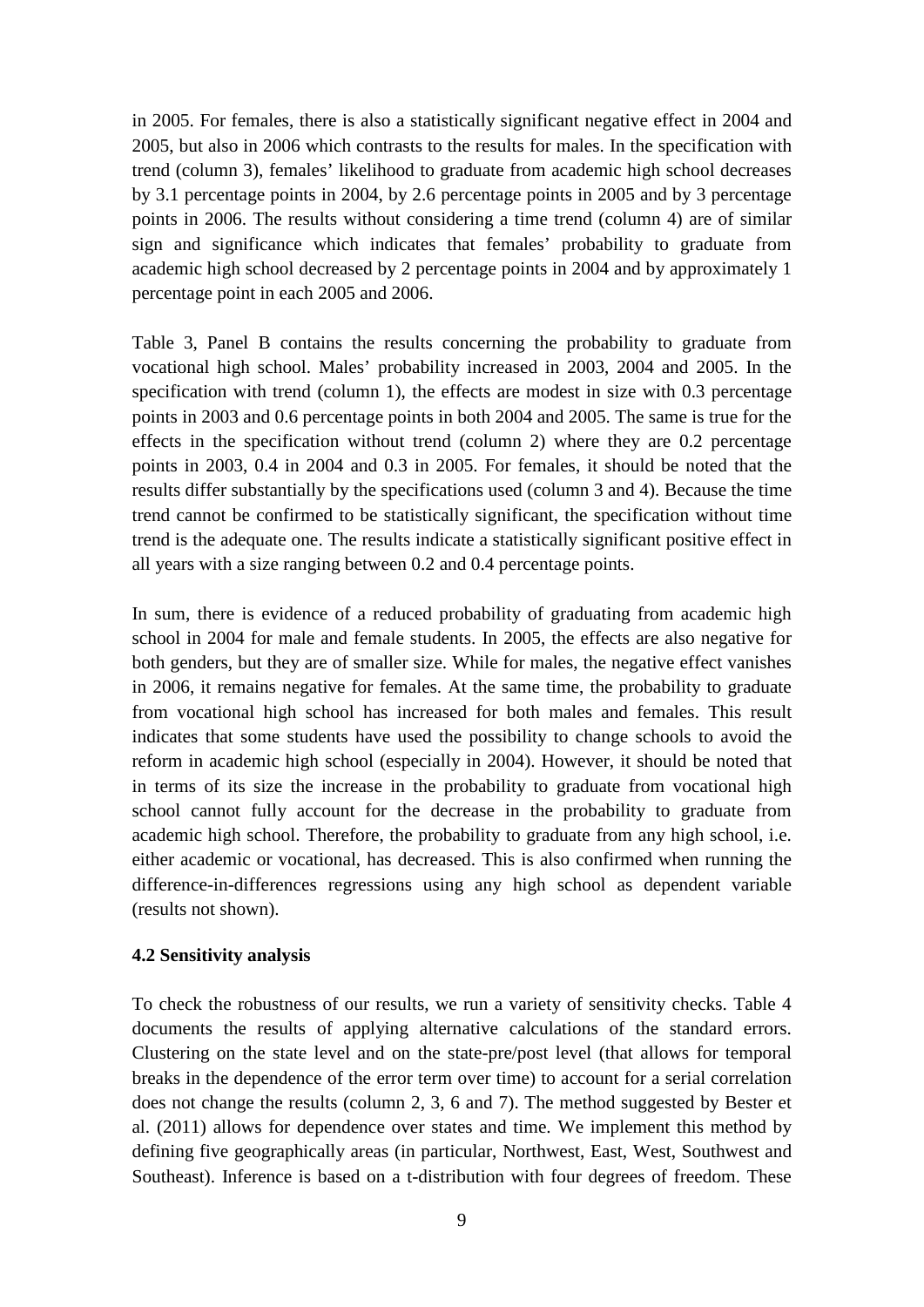in 2005. For females, there is also a statistically significant negative effect in 2004 and 2005, but also in 2006 which contrasts to the results for males. In the specification with trend (column 3), females' likelihood to graduate from academic high school decreases by 3.1 percentage points in 2004, by 2.6 percentage points in 2005 and by 3 percentage points in 2006. The results without considering a time trend (column 4) are of similar sign and significance which indicates that females' probability to graduate from academic high school decreased by 2 percentage points in 2004 and by approximately 1 percentage point in each 2005 and 2006.

Table 3, Panel B contains the results concerning the probability to graduate from vocational high school. Males' probability increased in 2003, 2004 and 2005. In the specification with trend (column 1), the effects are modest in size with 0.3 percentage points in 2003 and 0.6 percentage points in both 2004 and 2005. The same is true for the effects in the specification without trend (column 2) where they are 0.2 percentage points in 2003, 0.4 in 2004 and 0.3 in 2005. For females, it should be noted that the results differ substantially by the specifications used (column 3 and 4). Because the time trend cannot be confirmed to be statistically significant, the specification without time trend is the adequate one. The results indicate a statistically significant positive effect in all years with a size ranging between 0.2 and 0.4 percentage points.

In sum, there is evidence of a reduced probability of graduating from academic high school in 2004 for male and female students. In 2005, the effects are also negative for both genders, but they are of smaller size. While for males, the negative effect vanishes in 2006, it remains negative for females. At the same time, the probability to graduate from vocational high school has increased for both males and females. This result indicates that some students have used the possibility to change schools to avoid the reform in academic high school (especially in 2004). However, it should be noted that in terms of its size the increase in the probability to graduate from vocational high school cannot fully account for the decrease in the probability to graduate from academic high school. Therefore, the probability to graduate from any high school, i.e. either academic or vocational, has decreased. This is also confirmed when running the difference-in-differences regressions using any high school as dependent variable (results not shown).

### 4.2 Sensitivity analysis

To check the robustness of our results, we run a variety of sensitivity checks. Table 4 documents the results of applying alternative calculations of the standard errors. Clustering on the state level and on the state-pre/post level (that allows for temporal breaks in the dependence of the error term over time) to account for a serial correlation does not change the results (column 2, 3, 6 and 7). The method suggested by Bester et al. (2011) allows for dependence over states and time. We implement this method by defining five geographically areas (in particular, Northwest, East, West, Southwest and Southeast). Inference is based on a t-distribution with four degrees of freedom. These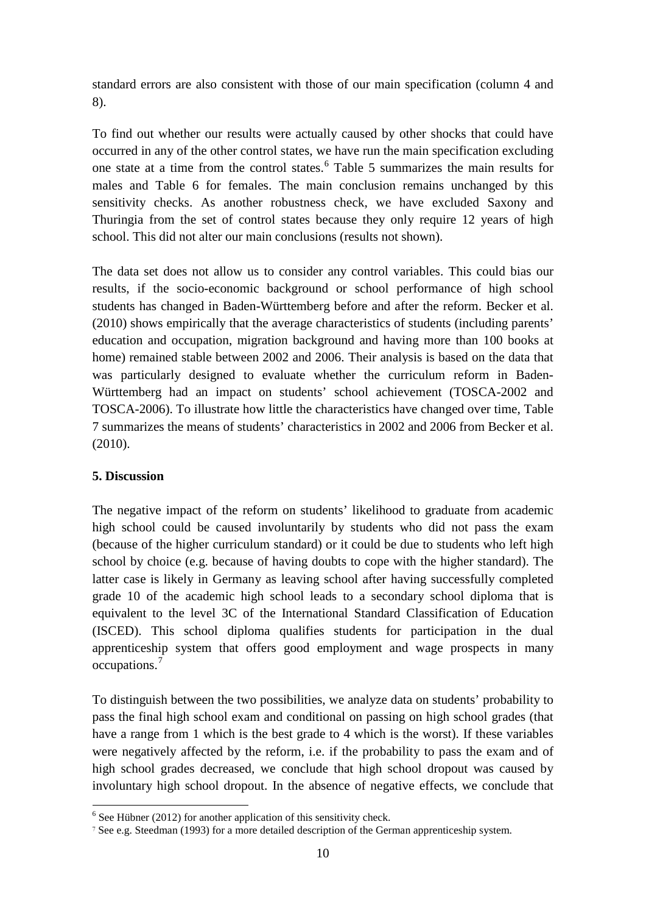standard errors are also consistent with those of our main specification (column 4 and 8).

To find out whether our results were actually caused by other shocks that could have occurred in any of the other control states, we have run the main specification excluding one state at a time from the control states.[6] Table 5 summarizes the main results for males and Table 6 for females. The main conclusion remains unchanged by this sensitivity checks. As another robustness check, we have excluded Saxony and Thuringia from the set of control states because they only require 12 years of high school. This did not alter our main conclusions (results not shown).

The data set does not allow us to consider any control variables. This could bias our results, if the socio-economic background or school performance of high school students has changed in Baden-Württemberg before and after the reform. Becker et al. (2010) shows empirically that the average characteristics of students (including parents' education and occupation, migration background and having more than 100 books at home) remained stable between 2002 and 2006. Their analysis is based on the data that was particularly designed to evaluate whether the curriculum reform in Baden-Württemberg had an impact on students' school achievement (TOSCA-2002 and TOSCA-2006). To illustrate how little the characteristics have changed over time, Table 7 summarizes the means of students' characteristics in 2002 and 2006 from Becker et al. (2010).

## 5. Discussion

The negative impact of the reform on students' likelihood to graduate from academic high school could be caused involuntarily by students who did not pass the exam (because of the higher curriculum standard) or it could be due to students who left high school by choice (e.g. because of having doubts to cope with the higher standard). The latter case is likely in Germany as leaving school after having successfully completed grade 10 of the academic high school leads to a secondary school diploma that is equivalent to the level 3C of the International Standard Classification of Education (ISCED). This school diploma qualifies students for participation in the dual apprenticeship system that offers good employment and wage prospects in many occupations.[7]

To distinguish between the two possibilities, we analyze data on students' probability to pass the final high school exam and conditional on passing on high school grades (that have a range from 1 which is the best grade to 4 which is the worst). If these variables were negatively affected by the reform, i.e. if the probability to pass the exam and of high school grades decreased, we conclude that high school dropout was caused by involuntary high school dropout. In the absence of negative effects, we conclude that

[6] See Hübner (2012) for another application of this sensitivity check.

[7] See e.g. Steedman (1993) for a more detailed description of the German apprenticeship system.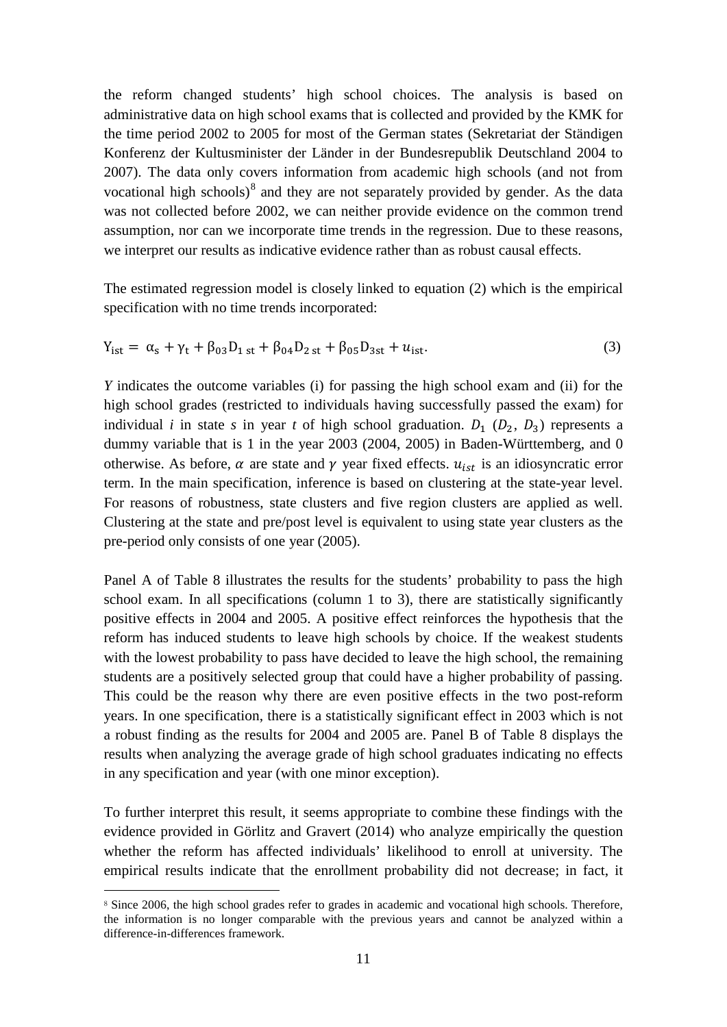the reform changed students' high school choices. The analysis is based on administrative data on high school exams that is collected and provided by the KMK for the time period 2002 to 2005 for most of the German states (Sekretariat der Ständigen Konferenz der Kultusminister der Länder in der Bundesrepublik Deutschland 2004 to 2007). The data only covers information from academic high schools (and not from vocational high schools)[8] and they are not separately provided by gender. As the data was not collected before 2002, we can neither provide evidence on the common trend assumption, nor can we incorporate time trends in the regression. Due to these reasons, we interpret our results as indicative evidence rather than as robust causal effects.

The estimated regression model is closely linked to equation (2) which is the empirical specification with no time trends incorporated:

$$Y_{ist} = \alpha_s + \gamma_t + \beta_{03} D_{1\,st} + \beta_{04} D_{2\,st} + \beta_{05} D_{3st} + u_{ist}. \tag{3}$$

*Y* indicates the outcome variables (i) for passing the high school exam and (ii) for the high school grades (restricted to individuals having successfully passed the exam) for individual *i* in state *s* in year *t* of high school graduation. $D_1$ ($D_2$, $D_3$) represents a dummy variable that is 1 in the year 2003 (2004, 2005) in Baden-Württemberg, and 0 otherwise. As before, $\alpha$ are state and $\gamma$ year fixed effects. $u_{ist}$ is an idiosyncratic error term. In the main specification, inference is based on clustering at the state-year level. For reasons of robustness, state clusters and five region clusters are applied as well. Clustering at the state and pre/post level is equivalent to using state year clusters as the pre-period only consists of one year (2005).

Panel A of Table 8 illustrates the results for the students' probability to pass the high school exam. In all specifications (column 1 to 3), there are statistically significantly positive effects in 2004 and 2005. A positive effect reinforces the hypothesis that the reform has induced students to leave high schools by choice. If the weakest students with the lowest probability to pass have decided to leave the high school, the remaining students are a positively selected group that could have a higher probability of passing. This could be the reason why there are even positive effects in the two post-reform years. In one specification, there is a statistically significant effect in 2003 which is not a robust finding as the results for 2004 and 2005 are. Panel B of Table 8 displays the results when analyzing the average grade of high school graduates indicating no effects in any specification and year (with one minor exception).

To further interpret this result, it seems appropriate to combine these findings with the evidence provided in Görlitz and Gravert (2014) who analyze empirically the question whether the reform has affected individuals' likelihood to enroll at university. The empirical results indicate that the enrollment probability did not decrease; in fact, it

[8] Since 2006, the high school grades refer to grades in academic and vocational high schools. Therefore, the information is no longer comparable with the previous years and cannot be analyzed within a difference-in-differences framework.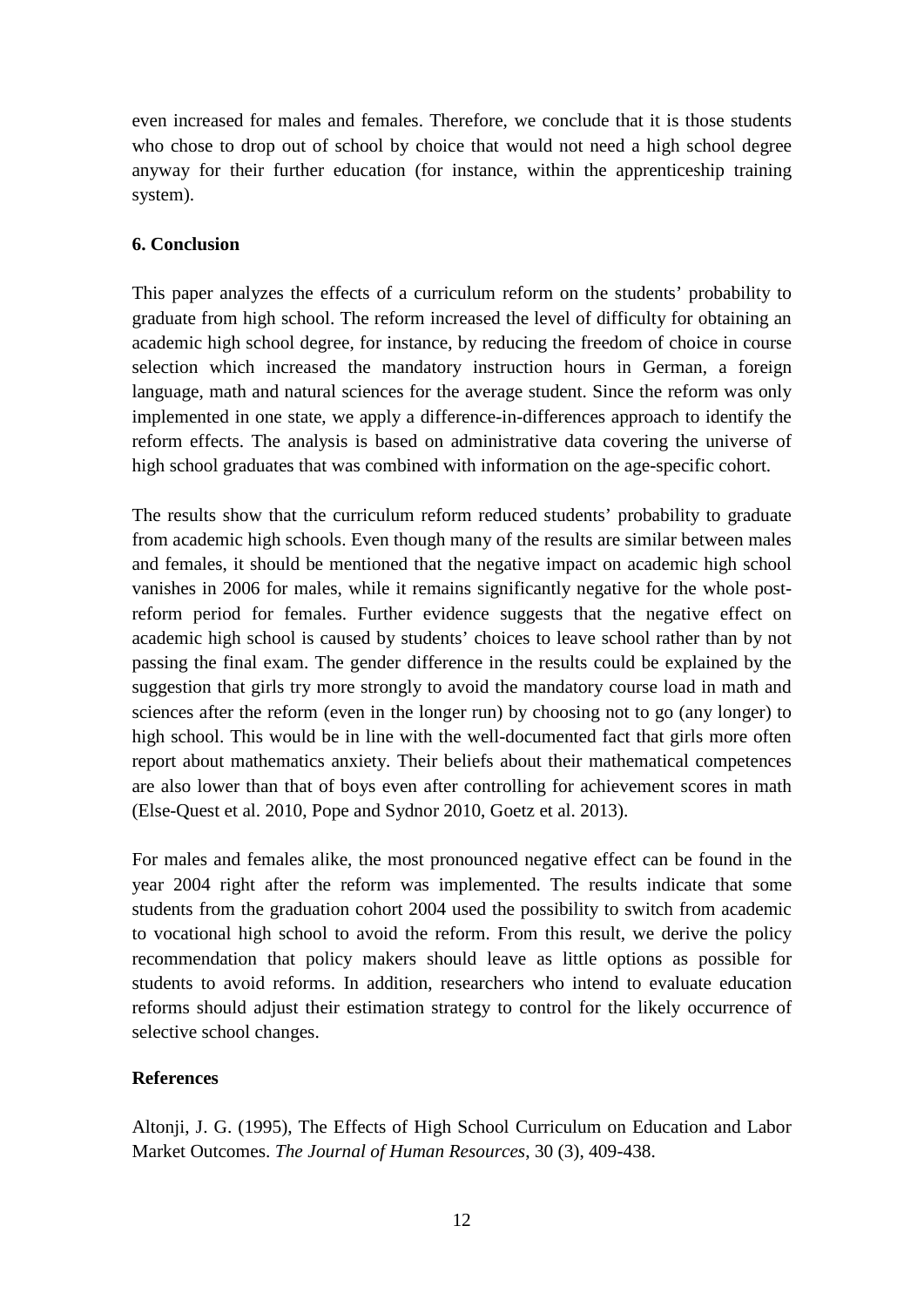even increased for males and females. Therefore, we conclude that it is those students who chose to drop out of school by choice that would not need a high school degree anyway for their further education (for instance, within the apprenticeship training system).

## 6. Conclusion

This paper analyzes the effects of a curriculum reform on the students' probability to graduate from high school. The reform increased the level of difficulty for obtaining an academic high school degree, for instance, by reducing the freedom of choice in course selection which increased the mandatory instruction hours in German, a foreign language, math and natural sciences for the average student. Since the reform was only implemented in one state, we apply a difference-in-differences approach to identify the reform effects. The analysis is based on administrative data covering the universe of high school graduates that was combined with information on the age-specific cohort.

The results show that the curriculum reform reduced students' probability to graduate from academic high schools. Even though many of the results are similar between males and females, it should be mentioned that the negative impact on academic high school vanishes in 2006 for males, while it remains significantly negative for the whole post-reform period for females. Further evidence suggests that the negative effect on academic high school is caused by students' choices to leave school rather than by not passing the final exam. The gender difference in the results could be explained by the suggestion that girls try more strongly to avoid the mandatory course load in math and sciences after the reform (even in the longer run) by choosing not to go (any longer) to high school. This would be in line with the well-documented fact that girls more often report about mathematics anxiety. Their beliefs about their mathematical competences are also lower than that of boys even after controlling for achievement scores in math (Else-Quest et al. 2010, Pope and Sydnor 2010, Goetz et al. 2013).

For males and females alike, the most pronounced negative effect can be found in the year 2004 right after the reform was implemented. The results indicate that some students from the graduation cohort 2004 used the possibility to switch from academic to vocational high school to avoid the reform. From this result, we derive the policy recommendation that policy makers should leave as little options as possible for students to avoid reforms. In addition, researchers who intend to evaluate education reforms should adjust their estimation strategy to control for the likely occurrence of selective school changes.

## References

Altonji, J. G. (1995), The Effects of High School Curriculum on Education and Labor Market Outcomes. *The Journal of Human Resources*, 30 (3), 409-438.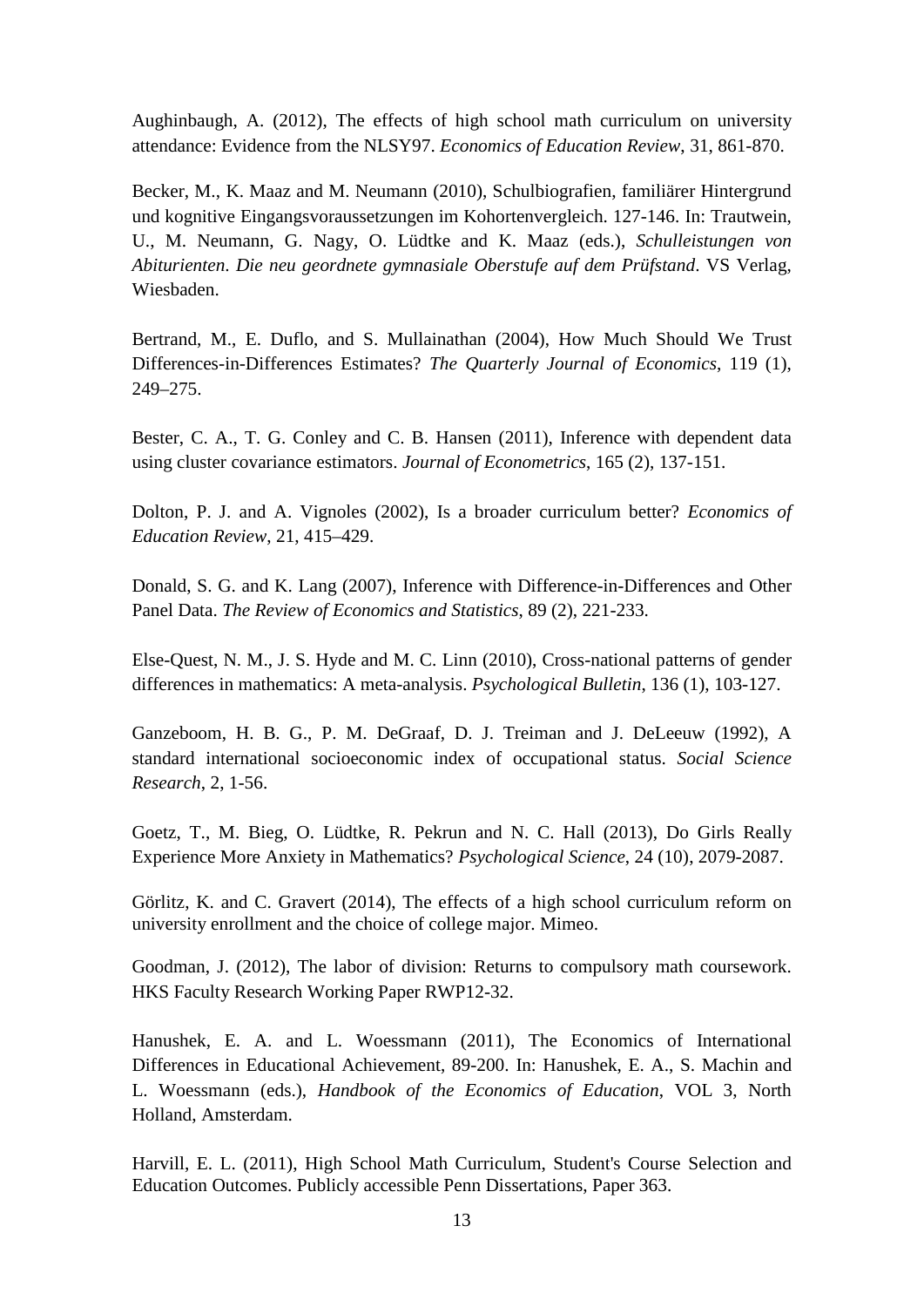Aughinbaugh, A. (2012), The effects of high school math curriculum on university attendance: Evidence from the NLSY97. *Economics of Education Review*, 31, 861-870.

Becker, M., K. Maaz and M. Neumann (2010), Schulbiografien, familiärer Hintergrund und kognitive Eingangsvoraussetzungen im Kohortenvergleich. 127-146. In: Trautwein, U., M. Neumann, G. Nagy, O. Lüdtke and K. Maaz (eds.), *Schulleistungen von Abiturienten. Die neu geordnete gymnasiale Oberstufe auf dem Prüfstand*. VS Verlag, Wiesbaden.

Bertrand, M., E. Duflo, and S. Mullainathan (2004), How Much Should We Trust Differences-in-Differences Estimates? *The Quarterly Journal of Economics*, 119 (1), 249–275.

Bester, C. A., T. G. Conley and C. B. Hansen (2011), Inference with dependent data using cluster covariance estimators. *Journal of Econometrics*, 165 (2), 137-151.

Dolton, P. J. and A. Vignoles (2002), Is a broader curriculum better? *Economics of Education Review*, 21, 415–429.

Donald, S. G. and K. Lang (2007), Inference with Difference-in-Differences and Other Panel Data. *The Review of Economics and Statistics*, 89 (2), 221-233.

Else-Quest, N. M., J. S. Hyde and M. C. Linn (2010), Cross-national patterns of gender differences in mathematics: A meta-analysis. *Psychological Bulletin*, 136 (1), 103-127.

Ganzeboom, H. B. G., P. M. DeGraaf, D. J. Treiman and J. DeLeeuw (1992), A standard international socioeconomic index of occupational status. *Social Science Research*, 2, 1-56.

Goetz, T., M. Bieg, O. Lüdtke, R. Pekrun and N. C. Hall (2013), Do Girls Really Experience More Anxiety in Mathematics? *Psychological Science*, 24 (10), 2079-2087.

Görlitz, K. and C. Gravert (2014), The effects of a high school curriculum reform on university enrollment and the choice of college major. Mimeo.

Goodman, J. (2012), The labor of division: Returns to compulsory math coursework. HKS Faculty Research Working Paper RWP12-32.

Hanushek, E. A. and L. Woessmann (2011), The Economics of International Differences in Educational Achievement, 89-200. In: Hanushek, E. A., S. Machin and L. Woessmann (eds.), *Handbook of the Economics of Education*, VOL 3, North Holland, Amsterdam.

Harvill, E. L. (2011), High School Math Curriculum, Student's Course Selection and Education Outcomes. Publicly accessible Penn Dissertations, Paper 363.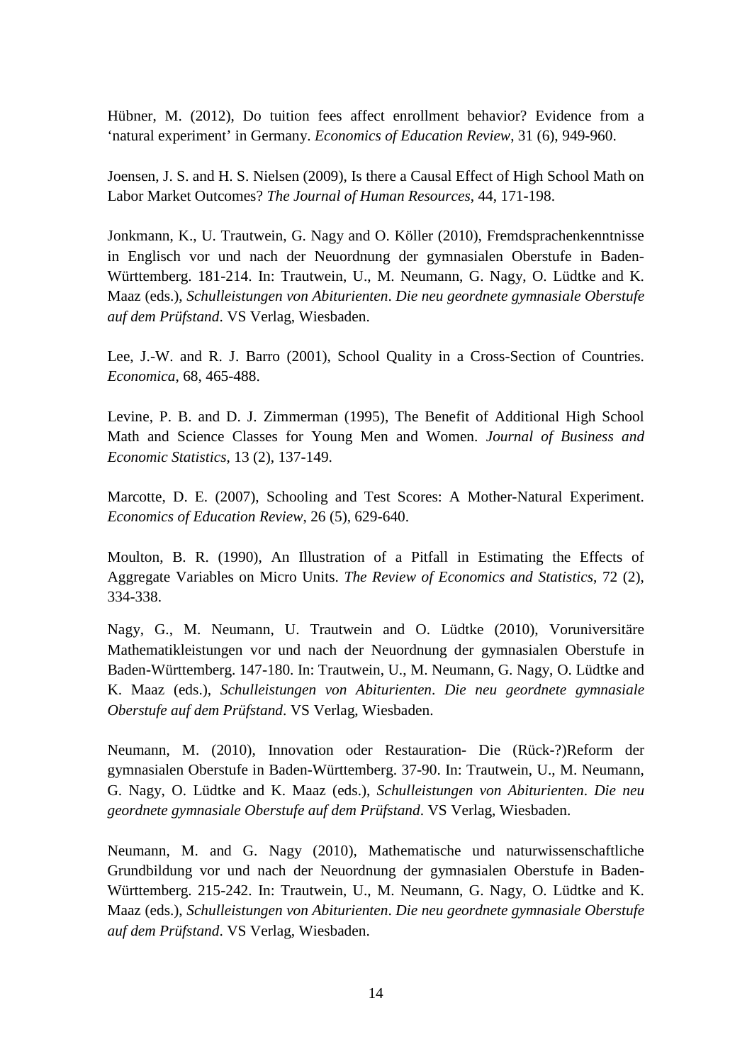Hübner, M. (2012), Do tuition fees affect enrollment behavior? Evidence from a ‘natural experiment’ in Germany. *Economics of Education Review*, 31 (6), 949-960.

Joensen, J. S. and H. S. Nielsen (2009), Is there a Causal Effect of High School Math on Labor Market Outcomes? *The Journal of Human Resources*, 44, 171-198.

Jonkmann, K., U. Trautwein, G. Nagy and O. Köller (2010), Fremdsprachenkenntnisse in Englisch vor und nach der Neuordnung der gymnasialen Oberstufe in Baden-Württemberg. 181-214. In: Trautwein, U., M. Neumann, G. Nagy, O. Lüdtke and K. Maaz (eds.), *Schulleistungen von Abiturienten*. *Die neu geordnete gymnasiale Oberstufe auf dem Prüfstand*. VS Verlag, Wiesbaden.

Lee, J.-W. and R. J. Barro (2001), School Quality in a Cross-Section of Countries. *Economica*, 68, 465-488.

Levine, P. B. and D. J. Zimmerman (1995), The Benefit of Additional High School Math and Science Classes for Young Men and Women. *Journal of Business and Economic Statistics*, 13 (2), 137-149.

Marcotte, D. E. (2007), Schooling and Test Scores: A Mother-Natural Experiment. *Economics of Education Review*, 26 (5), 629-640.

Moulton, B. R. (1990), An Illustration of a Pitfall in Estimating the Effects of Aggregate Variables on Micro Units. *The Review of Economics and Statistics*, 72 (2), 334-338.

Nagy, G., M. Neumann, U. Trautwein and O. Lüdtke (2010), Voruniversitäre Mathematikleistungen vor und nach der Neuordnung der gymnasialen Oberstufe in Baden-Württemberg. 147-180. In: Trautwein, U., M. Neumann, G. Nagy, O. Lüdtke and K. Maaz (eds.), *Schulleistungen von Abiturienten*. *Die neu geordnete gymnasiale Oberstufe auf dem Prüfstand*. VS Verlag, Wiesbaden.

Neumann, M. (2010), Innovation oder Restauration- Die (Rück-?)Reform der gymnasialen Oberstufe in Baden-Württemberg. 37-90. In: Trautwein, U., M. Neumann, G. Nagy, O. Lüdtke and K. Maaz (eds.), *Schulleistungen von Abiturienten*. *Die neu geordnete gymnasiale Oberstufe auf dem Prüfstand*. VS Verlag, Wiesbaden.

Neumann, M. and G. Nagy (2010), Mathematische und naturwissenschaftliche Grundbildung vor und nach der Neuordnung der gymnasialen Oberstufe in Baden-Württemberg. 215-242. In: Trautwein, U., M. Neumann, G. Nagy, O. Lüdtke and K. Maaz (eds.), *Schulleistungen von Abiturienten*. *Die neu geordnete gymnasiale Oberstufe auf dem Prüfstand*. VS Verlag, Wiesbaden.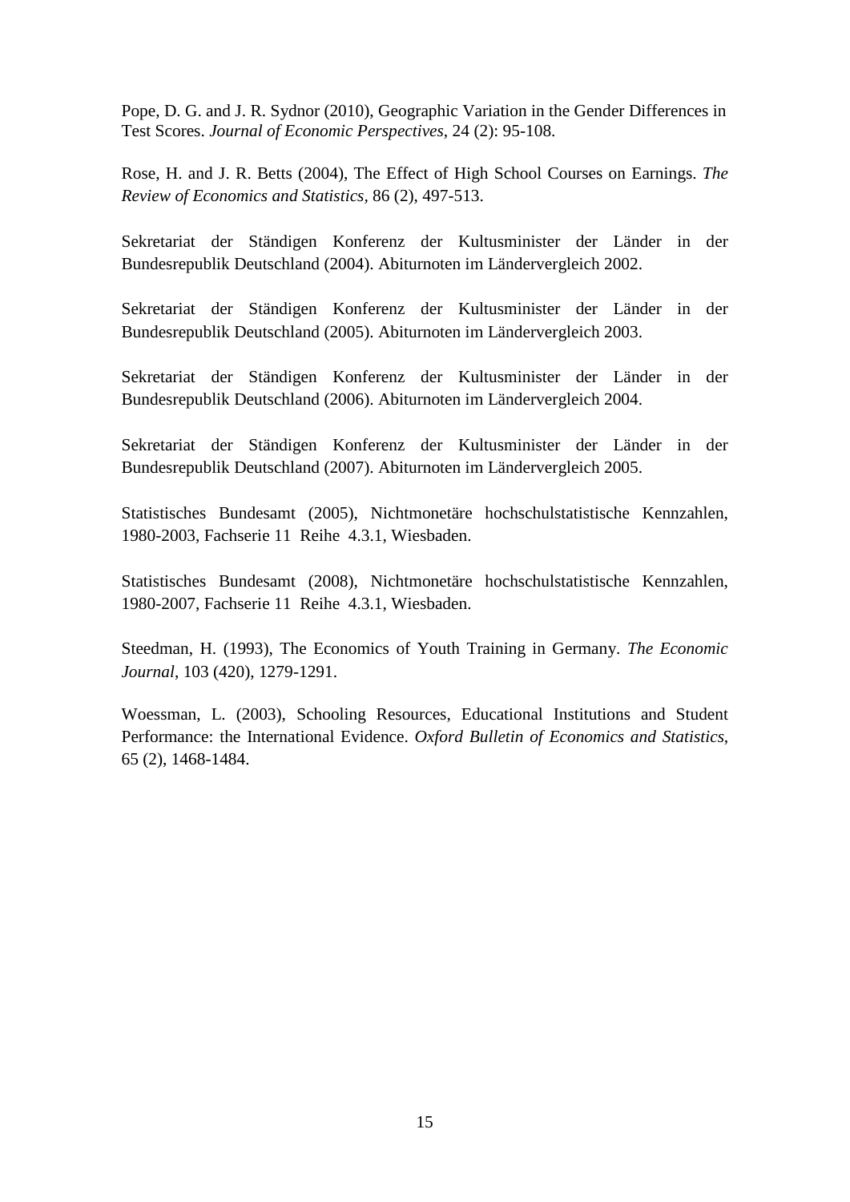Pope, D. G. and J. R. Sydnor (2010), Geographic Variation in the Gender Differences in Test Scores. *Journal of Economic Perspectives*, 24 (2): 95-108.

Rose, H. and J. R. Betts (2004), The Effect of High School Courses on Earnings. *The Review of Economics and Statistics*, 86 (2), 497-513.

Sekretariat der Ständigen Konferenz der Kultusminister der Länder in der Bundesrepublik Deutschland (2004). Abiturnoten im Ländervergleich 2002.

Sekretariat der Ständigen Konferenz der Kultusminister der Länder in der Bundesrepublik Deutschland (2005). Abiturnoten im Ländervergleich 2003.

Sekretariat der Ständigen Konferenz der Kultusminister der Länder in der Bundesrepublik Deutschland (2006). Abiturnoten im Ländervergleich 2004.

Sekretariat der Ständigen Konferenz der Kultusminister der Länder in der Bundesrepublik Deutschland (2007). Abiturnoten im Ländervergleich 2005.

Statistisches Bundesamt (2005), Nichtmonetäre hochschulstatistische Kennzahlen, 1980-2003, Fachserie 11 Reihe 4.3.1, Wiesbaden.

Statistisches Bundesamt (2008), Nichtmonetäre hochschulstatistische Kennzahlen, 1980-2007, Fachserie 11 Reihe 4.3.1, Wiesbaden.

Steedman, H. (1993), The Economics of Youth Training in Germany. *The Economic Journal*, 103 (420), 1279-1291.

Woessman, L. (2003), Schooling Resources, Educational Institutions and Student Performance: the International Evidence. *Oxford Bulletin of Economics and Statistics*, 65 (2), 1468-1484.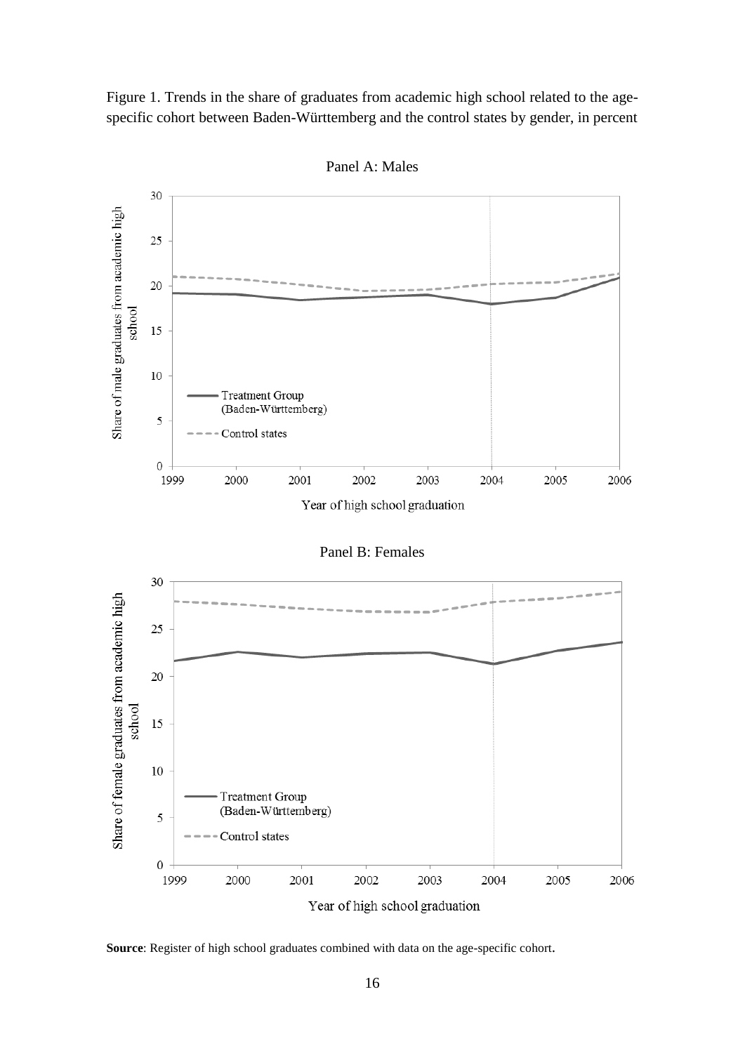Figure 1. Trends in the share of graduates from academic high school related to the age-specific cohort between Baden-Württemberg and the control states by gender, in percent

Panel A: Males

Panel B: Females

**Source**: Register of high school graduates combined with data on the age-specific cohort.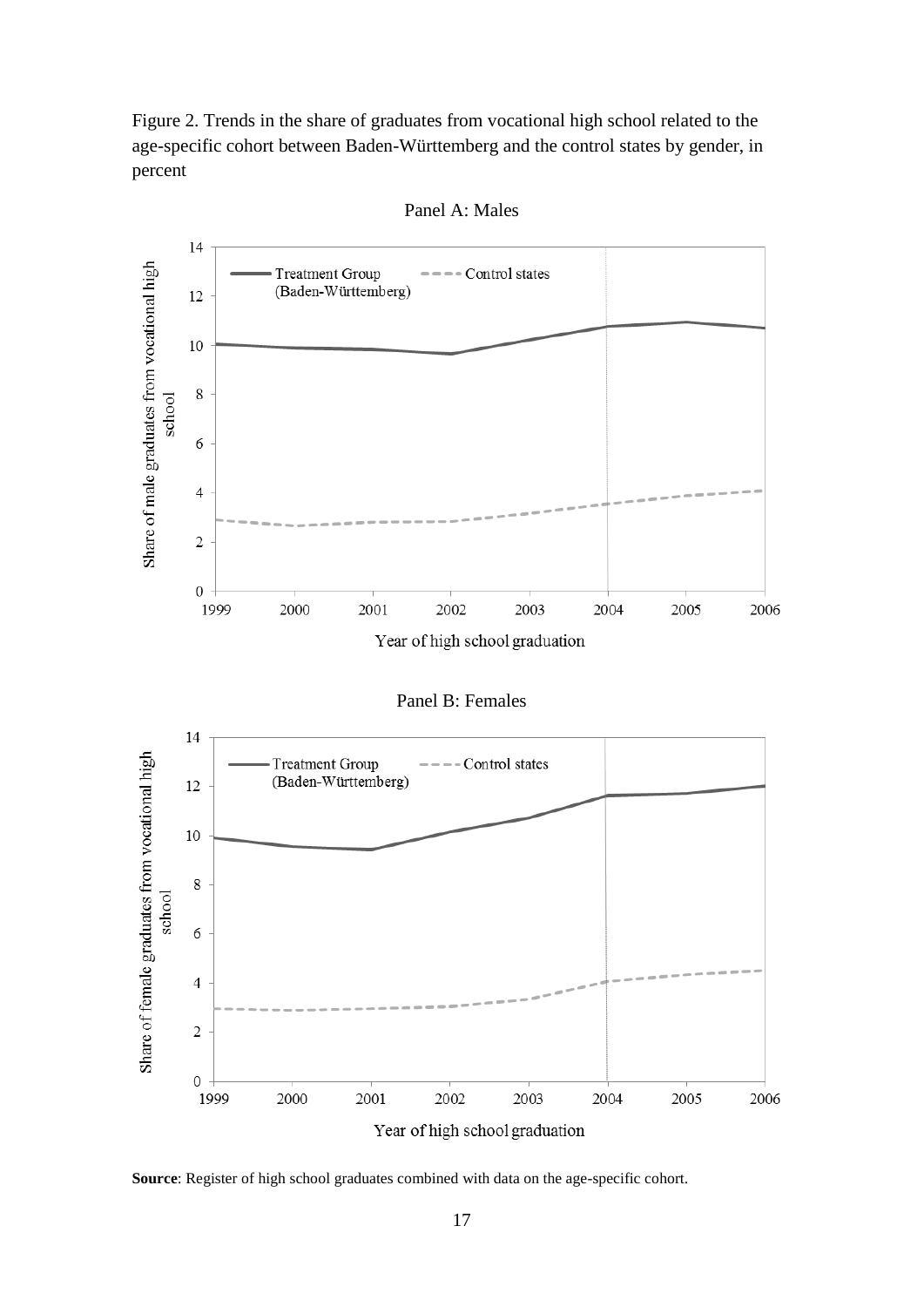Figure 2. Trends in the share of graduates from vocational high school related to the age-specific cohort between Baden-Württemberg and the control states by gender, in percent

Panel A: Males

Panel B: Females

**Source**: Register of high school graduates combined with data on the age-specific cohort.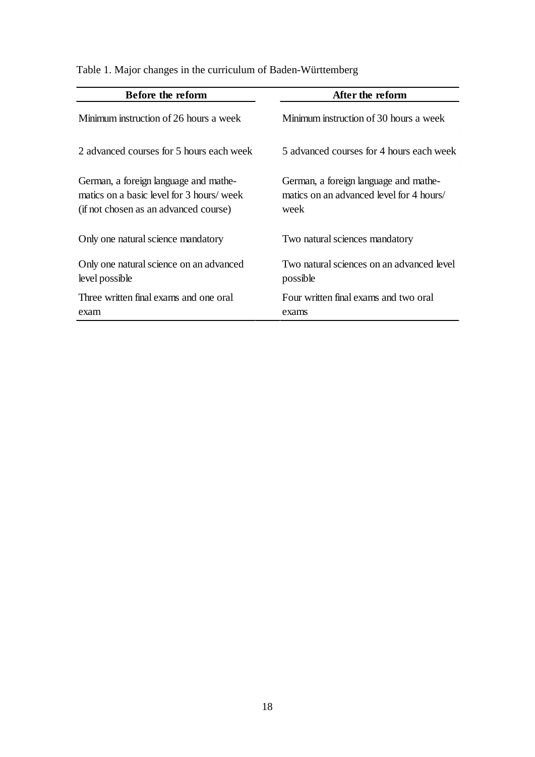Table 1. Major changes in the curriculum of Baden-Württemberg

| **Before the reform** | **After the reform** |
|---|---|
| Minimum instruction of 26 hours a week | Minimum instruction of 30 hours a week |
| 2 advanced courses for 5 hours each week | 5 advanced courses for 4 hours each week |
| German, a foreign language and mathematics on a basic level for 3 hours/ week (if not chosen as an advanced course) | German, a foreign language and mathematics on an advanced level for 4 hours/ week |
| Only one natural science mandatory | Two natural sciences mandatory |
| Only one natural science on an advanced level possible | Two natural sciences on an advanced level possible |
| Three written final exams and one oral exam | Four written final exams and two oral exams |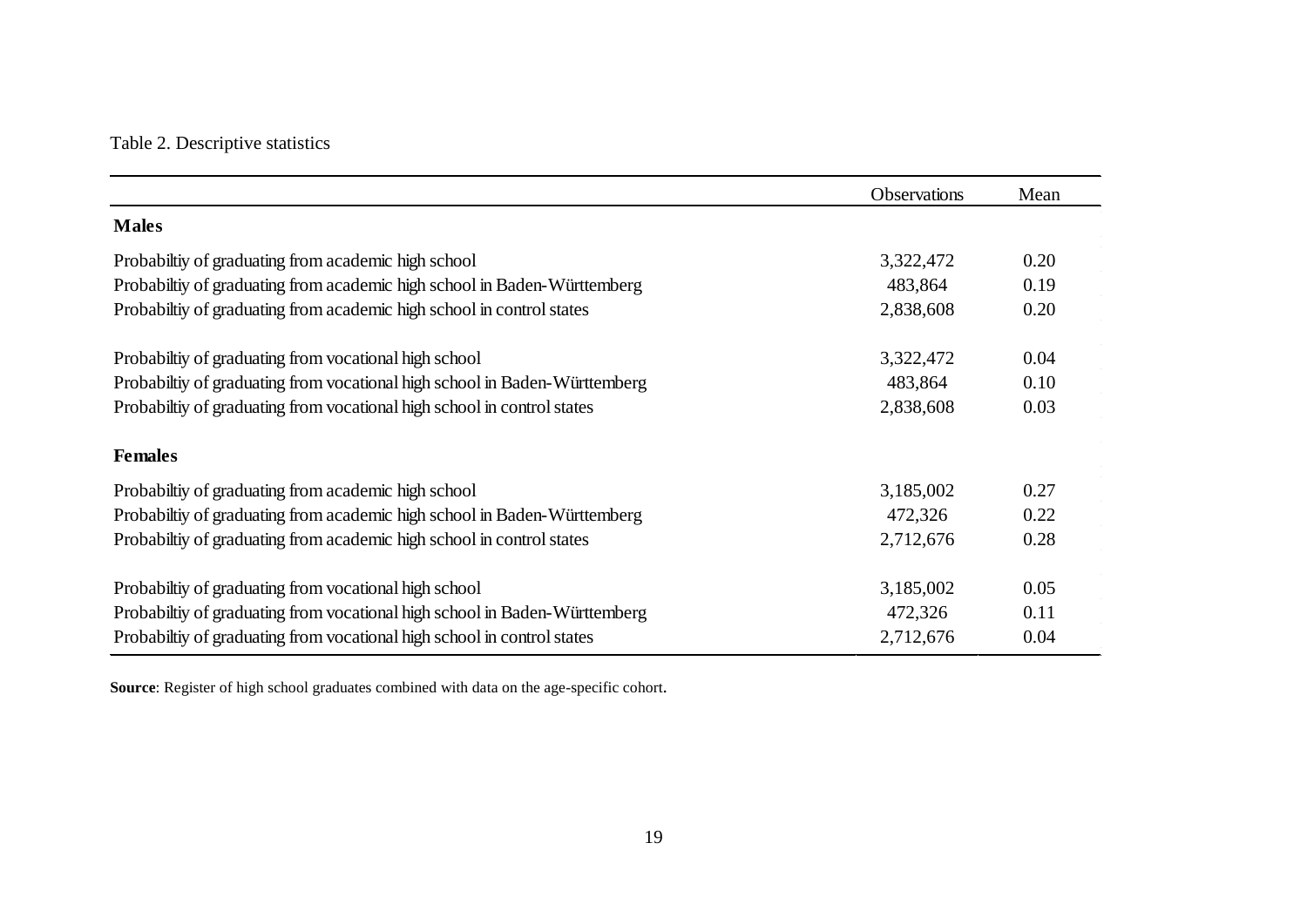Table 2. Descriptive statistics

| | Observations | Mean |
|---|---|---|
| **Males** | | |
| Probabiltiy of graduating from academic high school | 3,322,472 | 0.20 |
| Probabiltiy of graduating from academic high school in Baden-Württemberg | 483,864 | 0.19 |
| Probabiltiy of graduating from academic high school in control states | 2,838,608 | 0.20 |
| Probabiltiy of graduating from vocational high school | 3,322,472 | 0.04 |
| Probabiltiy of graduating from vocational high school in Baden-Württemberg | 483,864 | 0.10 |
| Probabiltiy of graduating from vocational high school in control states | 2,838,608 | 0.03 |
| **Females** | | |
| Probabiltiy of graduating from academic high school | 3,185,002 | 0.27 |
| Probabiltiy of graduating from academic high school in Baden-Württemberg | 472,326 | 0.22 |
| Probabiltiy of graduating from academic high school in control states | 2,712,676 | 0.28 |
| Probabiltiy of graduating from vocational high school | 3,185,002 | 0.05 |
| Probabiltiy of graduating from vocational high school in Baden-Württemberg | 472,326 | 0.11 |
| Probabiltiy of graduating from vocational high school in control states | 2,712,676 | 0.04 |

**Source**: Register of high school graduates combined with data on the age-specific cohort.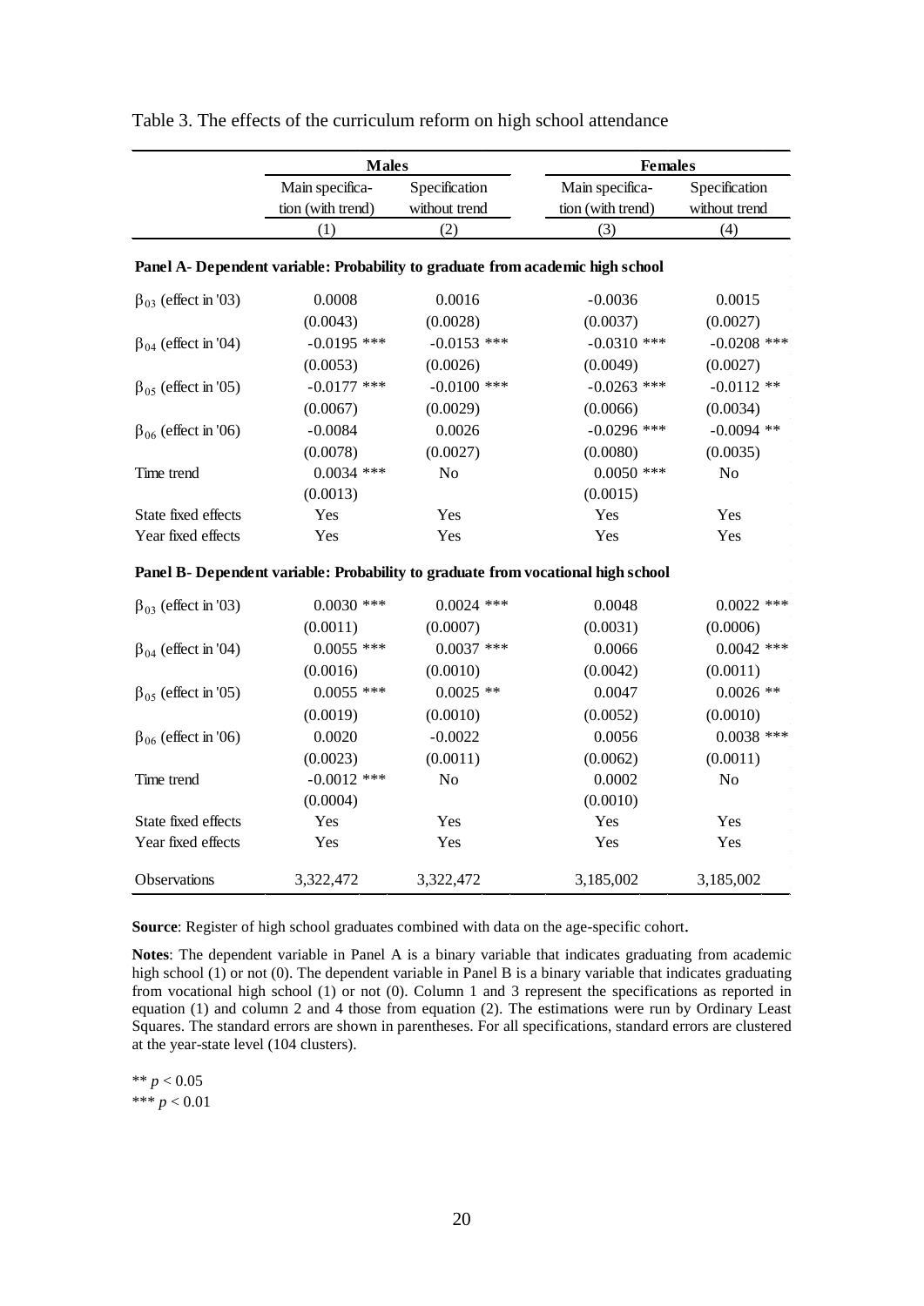Table 3. The effects of the curriculum reform on high school attendance

| | Males | | Females | |
|---|---|---|---|---|
| | Main specification (with trend) | Specification without trend | Main specification (with trend) | Specification without trend |
| | (1) | (2) | (3) | (4) |
| **Panel A- Dependent variable: Probability to graduate from academic high school** | | | | |
| $\beta_{03}$ (effect in '03) | 0.0008 | 0.0016 | -0.0036 | 0.0015 |
| | (0.0043) | (0.0028) | (0.0037) | (0.0027) |
| $\beta_{04}$ (effect in '04) | -0.0195 *** | -0.0153 *** | -0.0310 *** | -0.0208 *** |
| | (0.0053) | (0.0026) | (0.0049) | (0.0027) |
| $\beta_{05}$ (effect in '05) | -0.0177 *** | -0.0100 *** | -0.0263 *** | -0.0112 ** |
| | (0.0067) | (0.0029) | (0.0066) | (0.0034) |
| $\beta_{06}$ (effect in '06) | -0.0084 | 0.0026 | -0.0296 *** | -0.0094 ** |
| | (0.0078) | (0.0027) | (0.0080) | (0.0035) |
| Time trend | 0.0034 *** | No | 0.0050 *** | No |
| | (0.0013) | | (0.0015) | |
| State fixed effects | Yes | Yes | Yes | Yes |
| Year fixed effects | Yes | Yes | Yes | Yes |
| **Panel B- Dependent variable: Probability to graduate from vocational high school** | | | | |
| $\beta_{03}$ (effect in '03) | 0.0030 *** | 0.0024 *** | 0.0048 | 0.0022 *** |
| | (0.0011) | (0.0007) | (0.0031) | (0.0006) |
| $\beta_{04}$ (effect in '04) | 0.0055 *** | 0.0037 *** | 0.0066 | 0.0042 *** |
| | (0.0016) | (0.0010) | (0.0042) | (0.0011) |
| $\beta_{05}$ (effect in '05) | 0.0055 *** | 0.0025 ** | 0.0047 | 0.0026 ** |
| | (0.0019) | (0.0010) | (0.0052) | (0.0010) |
| $\beta_{06}$ (effect in '06) | 0.0020 | -0.0022 | 0.0056 | 0.0038 *** |
| | (0.0023) | (0.0011) | (0.0062) | (0.0011) |
| Time trend | -0.0012 *** | No | 0.0002 | No |
| | (0.0004) | | (0.0010) | |
| State fixed effects | Yes | Yes | Yes | Yes |
| Year fixed effects | Yes | Yes | Yes | Yes |
| Observations | 3,322,472 | 3,322,472 | 3,185,002 | 3,185,002 |

**Source**: Register of high school graduates combined with data on the age-specific cohort.

**Notes**: The dependent variable in Panel A is a binary variable that indicates graduating from academic high school (1) or not (0). The dependent variable in Panel B is a binary variable that indicates graduating from vocational high school (1) or not (0). Column 1 and 3 represent the specifications as reported in equation (1) and column 2 and 4 those from equation (2). The estimations were run by Ordinary Least Squares. The standard errors are shown in parentheses. For all specifications, standard errors are clustered at the year-state level (104 clusters).

** $p < 0.05$
*** $p < 0.01$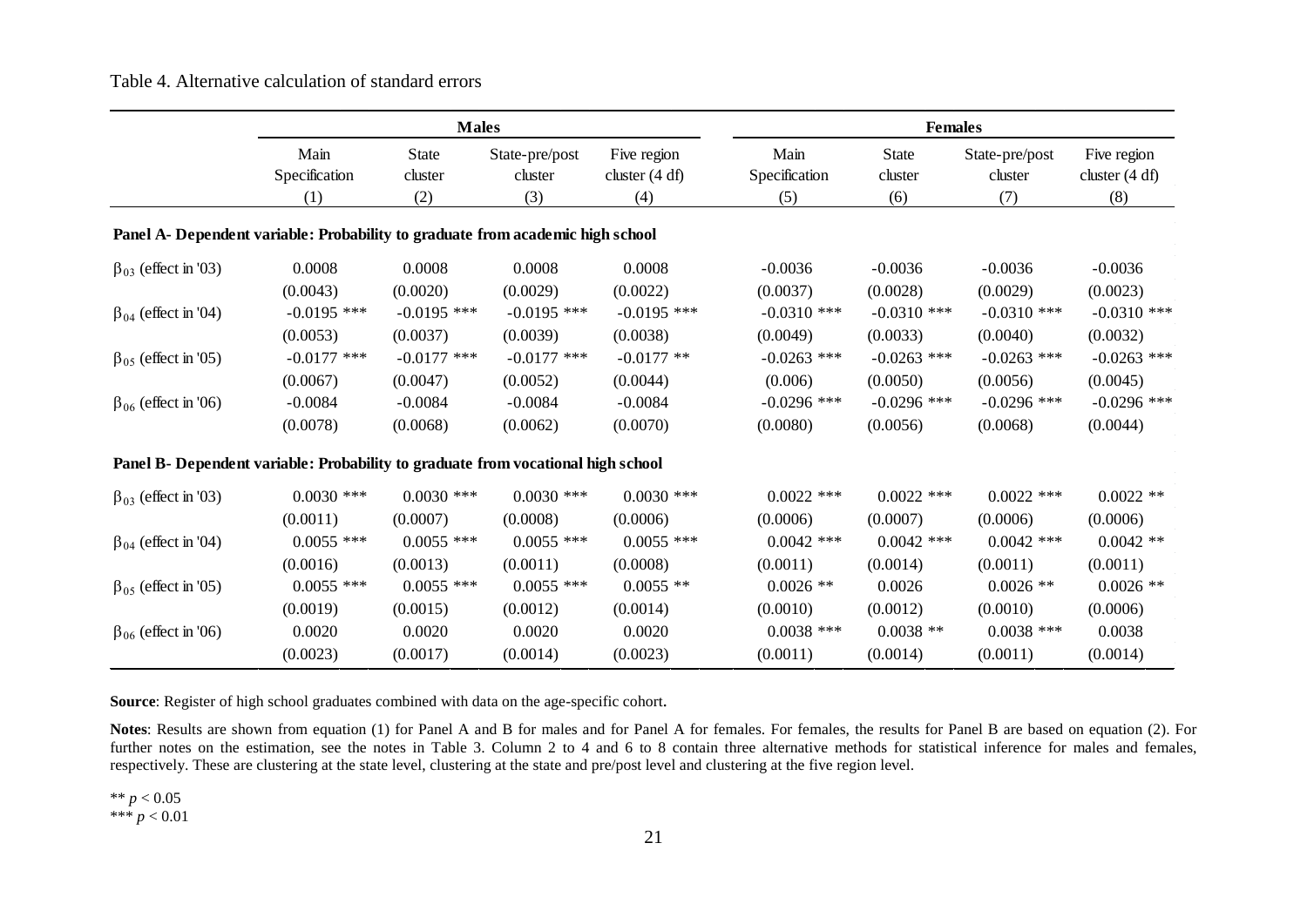Table 4. Alternative calculation of standard errors

| | Males | | | | Females | | | |
|---|---|---|---|---|---|---|---|---|
| | Main Specification | State cluster | State-pre/post cluster | Five region cluster (4 df) | Main Specification | State cluster | State-pre/post cluster | Five region cluster (4 df) |
| | (1) | (2) | (3) | (4) | (5) | (6) | (7) | (8) |
| **Panel A- Dependent variable: Probability to graduate from academic high school** | | | | | | | | |
| $\beta_{03}$ (effect in '03) | 0.0008 | 0.0008 | 0.0008 | 0.0008 | -0.0036 | -0.0036 | -0.0036 | -0.0036 |
| | (0.0043) | (0.0020) | (0.0029) | (0.0022) | (0.0037) | (0.0028) | (0.0029) | (0.0023) |
| $\beta_{04}$ (effect in '04) | -0.0195 *** | -0.0195 *** | -0.0195 *** | -0.0195 *** | -0.0310 *** | -0.0310 *** | -0.0310 *** | -0.0310 *** |
| | (0.0053) | (0.0037) | (0.0039) | (0.0038) | (0.0049) | (0.0033) | (0.0040) | (0.0032) |
| $\beta_{05}$ (effect in '05) | -0.0177 *** | -0.0177 *** | -0.0177 *** | -0.0177 ** | -0.0263 *** | -0.0263 *** | -0.0263 *** | -0.0263 *** |
| | (0.0067) | (0.0047) | (0.0052) | (0.0044) | (0.006) | (0.0050) | (0.0056) | (0.0045) |
| $\beta_{06}$ (effect in '06) | -0.0084 | -0.0084 | -0.0084 | -0.0084 | -0.0296 *** | -0.0296 *** | -0.0296 *** | -0.0296 *** |
| | (0.0078) | (0.0068) | (0.0062) | (0.0070) | (0.0080) | (0.0056) | (0.0068) | (0.0044) |
| **Panel B- Dependent variable: Probability to graduate from vocational high school** | | | | | | | | |
| $\beta_{03}$ (effect in '03) | 0.0030 *** | 0.0030 *** | 0.0030 *** | 0.0030 *** | 0.0022 *** | 0.0022 *** | 0.0022 *** | 0.0022 ** |
| | (0.0011) | (0.0007) | (0.0008) | (0.0006) | (0.0006) | (0.0007) | (0.0006) | (0.0006) |
| $\beta_{04}$ (effect in '04) | 0.0055 *** | 0.0055 *** | 0.0055 *** | 0.0055 *** | 0.0042 *** | 0.0042 *** | 0.0042 *** | 0.0042 ** |
| | (0.0016) | (0.0013) | (0.0011) | (0.0008) | (0.0011) | (0.0014) | (0.0011) | (0.0011) |
| $\beta_{05}$ (effect in '05) | 0.0055 *** | 0.0055 *** | 0.0055 *** | 0.0055 ** | 0.0026 ** | 0.0026 | 0.0026 ** | 0.0026 ** |
| | (0.0019) | (0.0015) | (0.0012) | (0.0014) | (0.0010) | (0.0012) | (0.0010) | (0.0006) |
| $\beta_{06}$ (effect in '06) | 0.0020 | 0.0020 | 0.0020 | 0.0020 | 0.0038 *** | 0.0038 ** | 0.0038 *** | 0.0038 |
| | (0.0023) | (0.0017) | (0.0014) | (0.0023) | (0.0011) | (0.0014) | (0.0011) | (0.0014) |

**Source**: Register of high school graduates combined with data on the age-specific cohort.

**Notes**: Results are shown from equation (1) for Panel A and B for males and for Panel A for females. For females, the results for Panel B are based on equation (2). For further notes on the estimation, see the notes in Table 3. Column 2 to 4 and 6 to 8 contain three alternative methods for statistical inference for males and females, respectively. These are clustering at the state level, clustering at the state and pre/post level and clustering at the five region level.

** $p < 0.05$
*** $p < 0.01$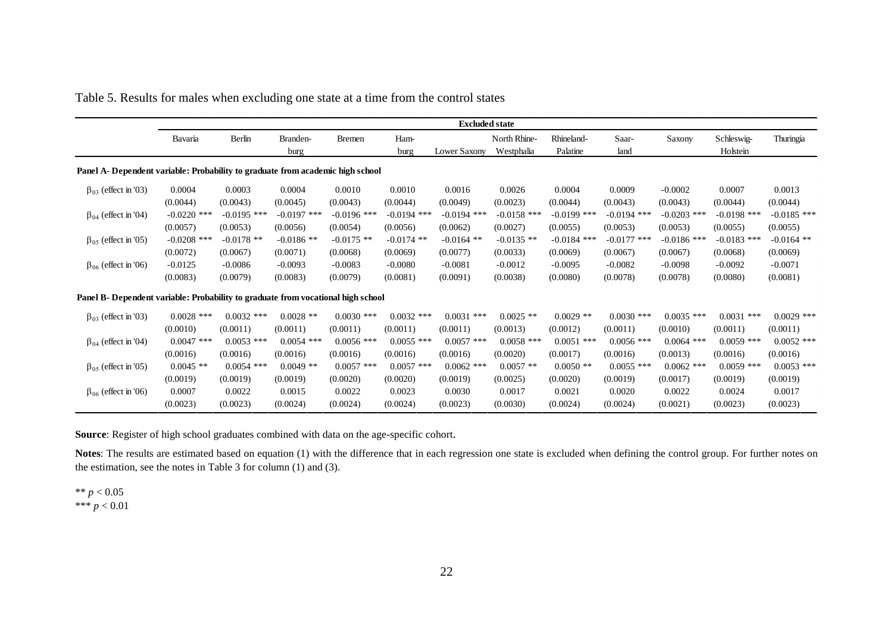Table 5. Results for males when excluding one state at a time from the control states

| | Excluded state | | | | | | | | | | | |
|---|---|---|---|---|---|---|---|---|---|---|---|---|
| | Bavaria | Berlin | Branden-burg | Bremen | Ham-burg | Lower Saxony | North Rhine-Westphalia | Rhineland-Palatine | Saar-land | Saxony | Schleswig-Holstein | Thuringia |
| **Panel A- Dependent variable: Probability to graduate from academic high school** | | | | | | | | | | | | |
| $\beta_{03}$ (effect in '03) | 0.0004 | 0.0003 | 0.0004 | 0.0010 | 0.0010 | 0.0016 | 0.0026 | 0.0004 | 0.0009 | -0.0002 | 0.0007 | 0.0013 |
| | (0.0044) | (0.0043) | (0.0045) | (0.0043) | (0.0044) | (0.0049) | (0.0023) | (0.0044) | (0.0043) | (0.0043) | (0.0044) | (0.0044) |
| $\beta_{04}$ (effect in '04) | -0.0220 *** | -0.0195 *** | -0.0197 *** | -0.0196 *** | -0.0194 *** | -0.0194 *** | -0.0158 *** | -0.0199 *** | -0.0194 *** | -0.0203 *** | -0.0198 *** | -0.0185 *** |
| | (0.0057) | (0.0053) | (0.0056) | (0.0054) | (0.0056) | (0.0062) | (0.0027) | (0.0055) | (0.0053) | (0.0053) | (0.0055) | (0.0055) |
| $\beta_{05}$ (effect in '05) | -0.0208 *** | -0.0178 ** | -0.0186 ** | -0.0175 ** | -0.0174 ** | -0.0164 ** | -0.0135 ** | -0.0184 *** | -0.0177 *** | -0.0186 *** | -0.0183 *** | -0.0164 ** |
| | (0.0072) | (0.0067) | (0.0071) | (0.0068) | (0.0069) | (0.0077) | (0.0033) | (0.0069) | (0.0067) | (0.0067) | (0.0068) | (0.0069) |
| $\beta_{06}$ (effect in '06) | -0.0125 | -0.0086 | -0.0093 | -0.0083 | -0.0080 | -0.0081 | -0.0012 | -0.0095 | -0.0082 | -0.0098 | -0.0092 | -0.0071 |
| | (0.0083) | (0.0079) | (0.0083) | (0.0079) | (0.0081) | (0.0091) | (0.0038) | (0.0080) | (0.0078) | (0.0078) | (0.0080) | (0.0081) |
| **Panel B- Dependent variable: Probability to graduate from vocational high school** | | | | | | | | | | | | |
| $\beta_{03}$ (effect in '03) | 0.0028 *** | 0.0032 *** | 0.0028 ** | 0.0030 *** | 0.0032 *** | 0.0031 *** | 0.0025 ** | 0.0029 ** | 0.0030 *** | 0.0035 *** | 0.0031 *** | 0.0029 *** |
| | (0.0010) | (0.0011) | (0.0011) | (0.0011) | (0.0011) | (0.0011) | (0.0013) | (0.0012) | (0.0011) | (0.0010) | (0.0011) | (0.0011) |
| $\beta_{04}$ (effect in '04) | 0.0047 *** | 0.0053 *** | 0.0054 *** | 0.0056 *** | 0.0055 *** | 0.0057 *** | 0.0058 *** | 0.0051 *** | 0.0056 *** | 0.0064 *** | 0.0059 *** | 0.0052 *** |
| | (0.0016) | (0.0016) | (0.0016) | (0.0016) | (0.0016) | (0.0016) | (0.0020) | (0.0017) | (0.0016) | (0.0013) | (0.0016) | (0.0016) |
| $\beta_{05}$ (effect in '05) | 0.0045 ** | 0.0054 *** | 0.0049 ** | 0.0057 *** | 0.0057 *** | 0.0062 *** | 0.0057 ** | 0.0050 ** | 0.0055 *** | 0.0062 *** | 0.0059 *** | 0.0053 *** |
| | (0.0019) | (0.0019) | (0.0019) | (0.0020) | (0.0020) | (0.0019) | (0.0025) | (0.0020) | (0.0019) | (0.0017) | (0.0019) | (0.0019) |
| $\beta_{06}$ (effect in '06) | 0.0007 | 0.0022 | 0.0015 | 0.0022 | 0.0023 | 0.0030 | 0.0017 | 0.0021 | 0.0020 | 0.0022 | 0.0024 | 0.0017 |
| | (0.0023) | (0.0023) | (0.0024) | (0.0024) | (0.0024) | (0.0023) | (0.0030) | (0.0024) | (0.0024) | (0.0021) | (0.0023) | (0.0023) |

**Source**: Register of high school graduates combined with data on the age-specific cohort.

**Notes**: The results are estimated based on equation (1) with the difference that in each regression one state is excluded when defining the control group. For further notes on the estimation, see the notes in Table 3 for column (1) and (3).

** $p < 0.05$
*** $p < 0.01$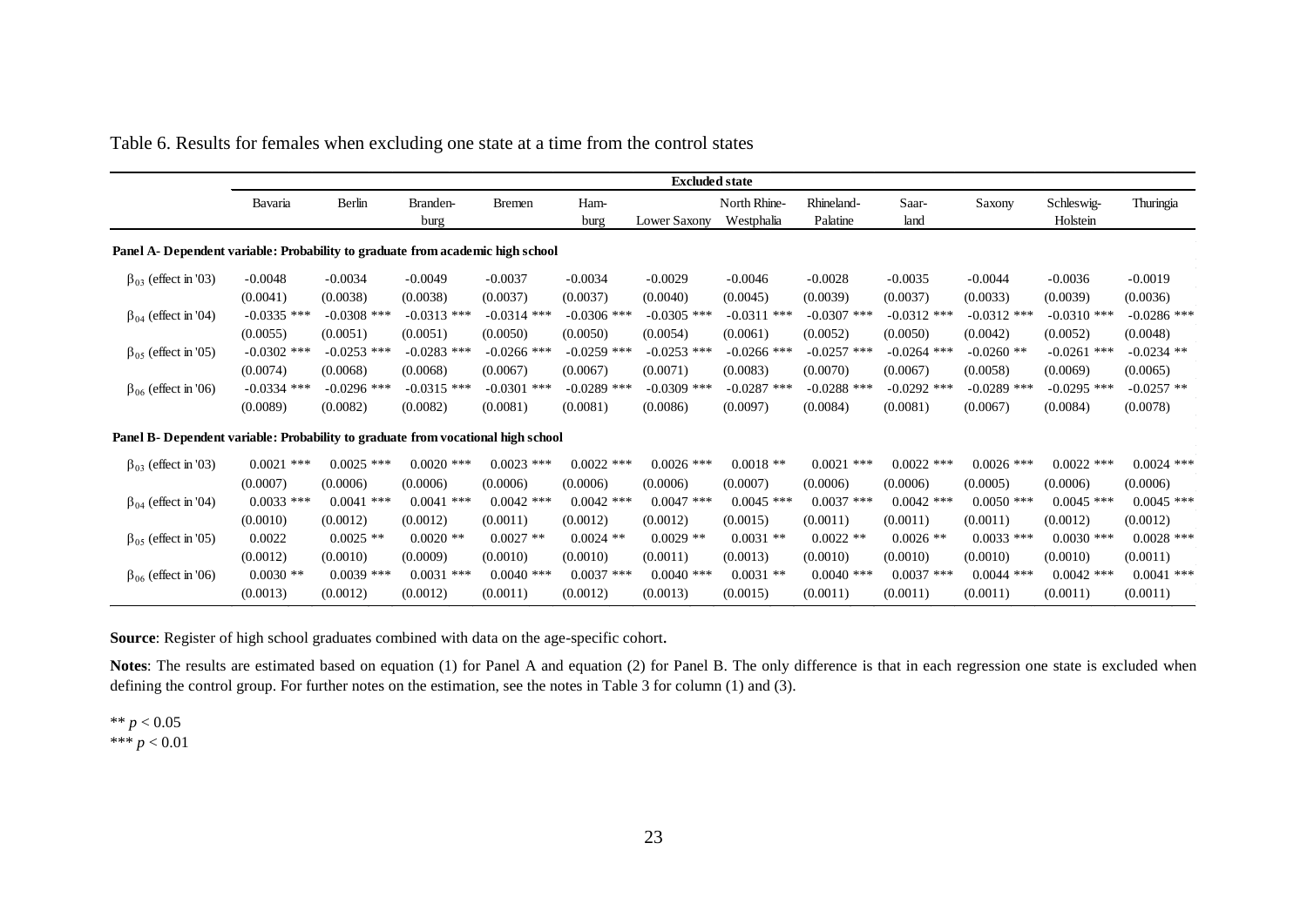Table 6. Results for females when excluding one state at a time from the control states

| | Excluded state | | | | | | | | | | | |
|---|---|---|---|---|---|---|---|---|---|---|---|---|
| | Bavaria | Berlin | Brandenburg | Bremen | Hamburg | Lower Saxony | North Rhine-Westphalia | Rhineland-Palatine | Saarland | Saxony | Schleswig-Holstein | Thuringia |
| **Panel A- Dependent variable: Probability to graduate from academic high school** | | | | | | | | | | | | |
| $\beta_{03}$ (effect in '03) | -0.0048 | -0.0034 | -0.0049 | -0.0037 | -0.0034 | -0.0029 | -0.0046 | -0.0028 | -0.0035 | -0.0044 | -0.0036 | -0.0019 |
| | (0.0041) | (0.0038) | (0.0038) | (0.0037) | (0.0037) | (0.0040) | (0.0045) | (0.0039) | (0.0037) | (0.0033) | (0.0039) | (0.0036) |
| $\beta_{04}$ (effect in '04) | -0.0335 *** | -0.0308 *** | -0.0313 *** | -0.0314 *** | -0.0306 *** | -0.0305 *** | -0.0311 *** | -0.0307 *** | -0.0312 *** | -0.0312 *** | -0.0310 *** | -0.0286 *** |
| | (0.0055) | (0.0051) | (0.0051) | (0.0050) | (0.0050) | (0.0054) | (0.0061) | (0.0052) | (0.0050) | (0.0042) | (0.0052) | (0.0048) |
| $\beta_{05}$ (effect in '05) | -0.0302 *** | -0.0253 *** | -0.0283 *** | -0.0266 *** | -0.0259 *** | -0.0253 *** | -0.0266 *** | -0.0257 *** | -0.0264 *** | -0.0260 ** | -0.0261 *** | -0.0234 ** |
| | (0.0074) | (0.0068) | (0.0068) | (0.0067) | (0.0067) | (0.0071) | (0.0083) | (0.0070) | (0.0067) | (0.0058) | (0.0069) | (0.0065) |
| $\beta_{06}$ (effect in '06) | -0.0334 *** | -0.0296 *** | -0.0315 *** | -0.0301 *** | -0.0289 *** | -0.0309 *** | -0.0287 *** | -0.0288 *** | -0.0292 *** | -0.0289 *** | -0.0295 *** | -0.0257 ** |
| | (0.0089) | (0.0082) | (0.0082) | (0.0081) | (0.0081) | (0.0086) | (0.0097) | (0.0084) | (0.0081) | (0.0067) | (0.0084) | (0.0078) |
| **Panel B- Dependent variable: Probability to graduate from vocational high school** | | | | | | | | | | | | |
| $\beta_{03}$ (effect in '03) | 0.0021 *** | 0.0025 *** | 0.0020 *** | 0.0023 *** | 0.0022 *** | 0.0026 *** | 0.0018 ** | 0.0021 *** | 0.0022 *** | 0.0026 *** | 0.0022 *** | 0.0024 *** |
| | (0.0007) | (0.0006) | (0.0006) | (0.0006) | (0.0006) | (0.0006) | (0.0007) | (0.0006) | (0.0006) | (0.0005) | (0.0006) | (0.0006) |
| $\beta_{04}$ (effect in '04) | 0.0033 *** | 0.0041 *** | 0.0041 *** | 0.0042 *** | 0.0042 *** | 0.0047 *** | 0.0045 *** | 0.0037 *** | 0.0042 *** | 0.0050 *** | 0.0045 *** | 0.0045 *** |
| | (0.0010) | (0.0012) | (0.0012) | (0.0011) | (0.0012) | (0.0012) | (0.0015) | (0.0011) | (0.0011) | (0.0011) | (0.0012) | (0.0012) |
| $\beta_{05}$ (effect in '05) | 0.0022 | 0.0025 ** | 0.0020 ** | 0.0027 ** | 0.0024 ** | 0.0029 ** | 0.0031 ** | 0.0022 ** | 0.0026 ** | 0.0033 *** | 0.0030 *** | 0.0028 *** |
| | (0.0012) | (0.0010) | (0.0009) | (0.0010) | (0.0010) | (0.0011) | (0.0013) | (0.0010) | (0.0010) | (0.0010) | (0.0010) | (0.0011) |
| $\beta_{06}$ (effect in '06) | 0.0030 ** | 0.0039 *** | 0.0031 *** | 0.0040 *** | 0.0037 *** | 0.0040 *** | 0.0031 ** | 0.0040 *** | 0.0037 *** | 0.0044 *** | 0.0042 *** | 0.0041 *** |
| | (0.0013) | (0.0012) | (0.0012) | (0.0011) | (0.0012) | (0.0013) | (0.0015) | (0.0011) | (0.0011) | (0.0011) | (0.0011) | (0.0011) |

**Source**: Register of high school graduates combined with data on the age-specific cohort.

**Notes**: The results are estimated based on equation (1) for Panel A and equation (2) for Panel B. The only difference is that in each regression one state is excluded when defining the control group. For further notes on the estimation, see the notes in Table 3 for column (1) and (3).

** $p < 0.05$
*** $p < 0.01$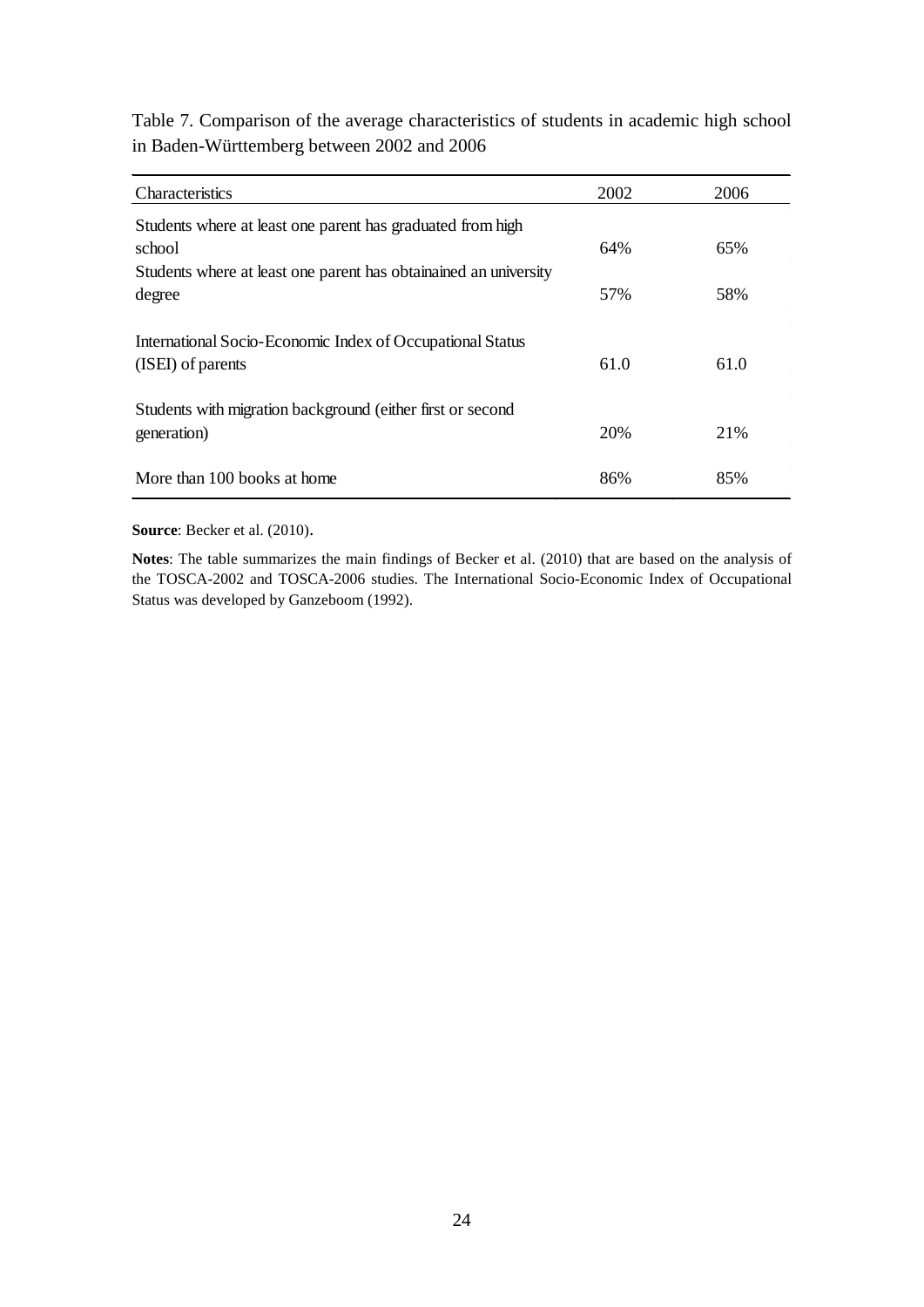Table 7. Comparison of the average characteristics of students in academic high school in Baden-Württemberg between 2002 and 2006

| Characteristics | 2002 | 2006 |
| --- | --- | --- |
| Students where at least one parent has graduated from high school | 64% | 65% |
| Students where at least one parent has obtainained an university degree | 57% | 58% |
| International Socio-Economic Index of Occupational Status (ISEI) of parents | 61.0 | 61.0 |
| Students with migration background (either first or second generation) | 20% | 21% |
| More than 100 books at home | 86% | 85% |

**Source**: Becker et al. (2010).

**Notes**: The table summarizes the main findings of Becker et al. (2010) that are based on the analysis of the TOSCA-2002 and TOSCA-2006 studies. The International Socio-Economic Index of Occupational Status was developed by Ganzeboom (1992).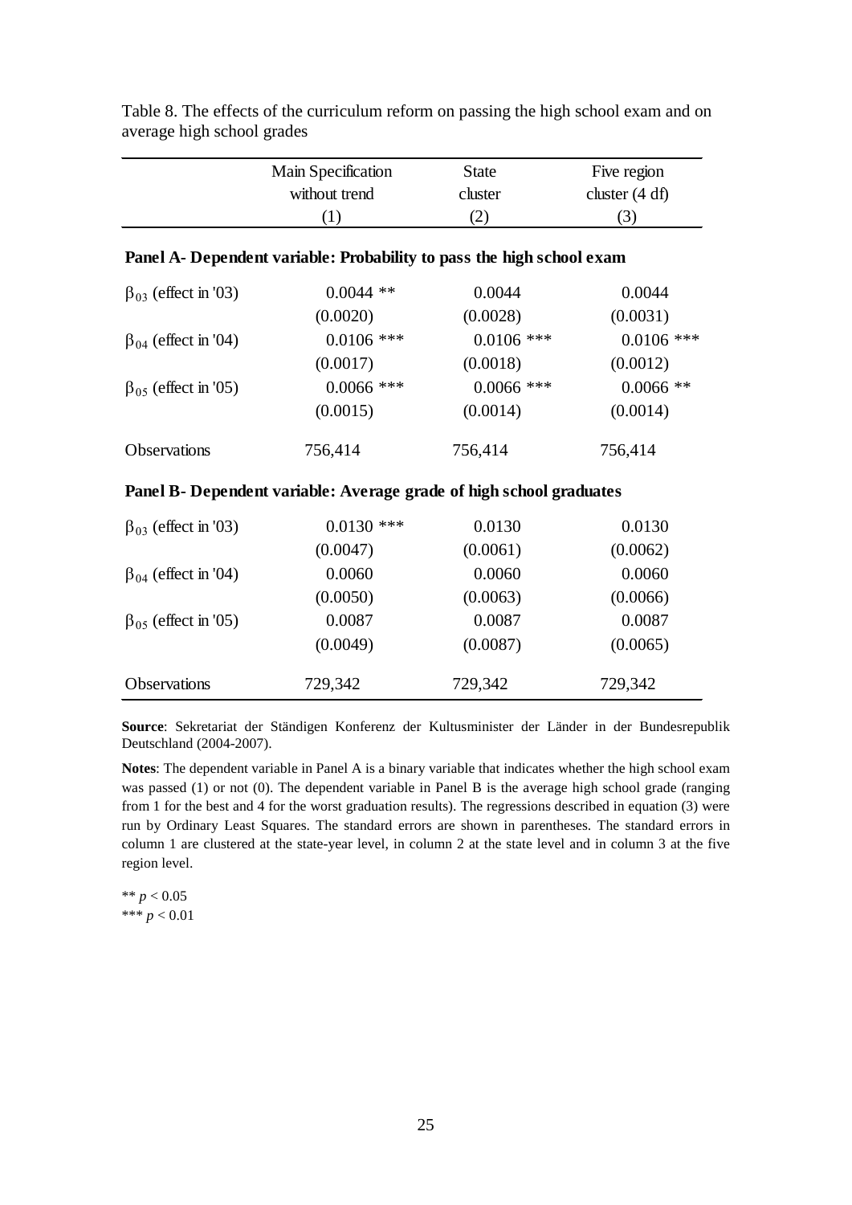Table 8. The effects of the curriculum reform on passing the high school exam and on average high school grades

| | Main Specification without trend | State cluster | Five region cluster (4 df) |
|---|---|---|---|
| | (1) | (2) | (3) |
| **Panel A- Dependent variable: Probability to pass the high school exam** | | | |
| $\beta_{03}$ (effect in '03) | 0.0044 ** | 0.0044 | 0.0044 |
| | (0.0020) | (0.0028) | (0.0031) |
| $\beta_{04}$ (effect in '04) | 0.0106 *** | 0.0106 *** | 0.0106 *** |
| | (0.0017) | (0.0018) | (0.0012) |
| $\beta_{05}$ (effect in '05) | 0.0066 *** | 0.0066 *** | 0.0066 ** |
| | (0.0015) | (0.0014) | (0.0014) |
| Observations | 756,414 | 756,414 | 756,414 |
| **Panel B- Dependent variable: Average grade of high school graduates** | | | |
| $\beta_{03}$ (effect in '03) | 0.0130 *** | 0.0130 | 0.0130 |
| | (0.0047) | (0.0061) | (0.0062) |
| $\beta_{04}$ (effect in '04) | 0.0060 | 0.0060 | 0.0060 |
| | (0.0050) | (0.0063) | (0.0066) |
| $\beta_{05}$ (effect in '05) | 0.0087 | 0.0087 | 0.0087 |
| | (0.0049) | (0.0087) | (0.0065) |
| Observations | 729,342 | 729,342 | 729,342 |

**Source**: Sekretariat der Ständigen Konferenz der Kultusminister der Länder in der Bundesrepublik Deutschland (2004-2007).

**Notes**: The dependent variable in Panel A is a binary variable that indicates whether the high school exam was passed (1) or not (0). The dependent variable in Panel B is the average high school grade (ranging from 1 for the best and 4 for the worst graduation results). The regressions described in equation (3) were run by Ordinary Least Squares. The standard errors are shown in parentheses. The standard errors in column 1 are clustered at the state-year level, in column 2 at the state level and in column 3 at the five region level.

** $p < 0.05$
*** $p < 0.01$